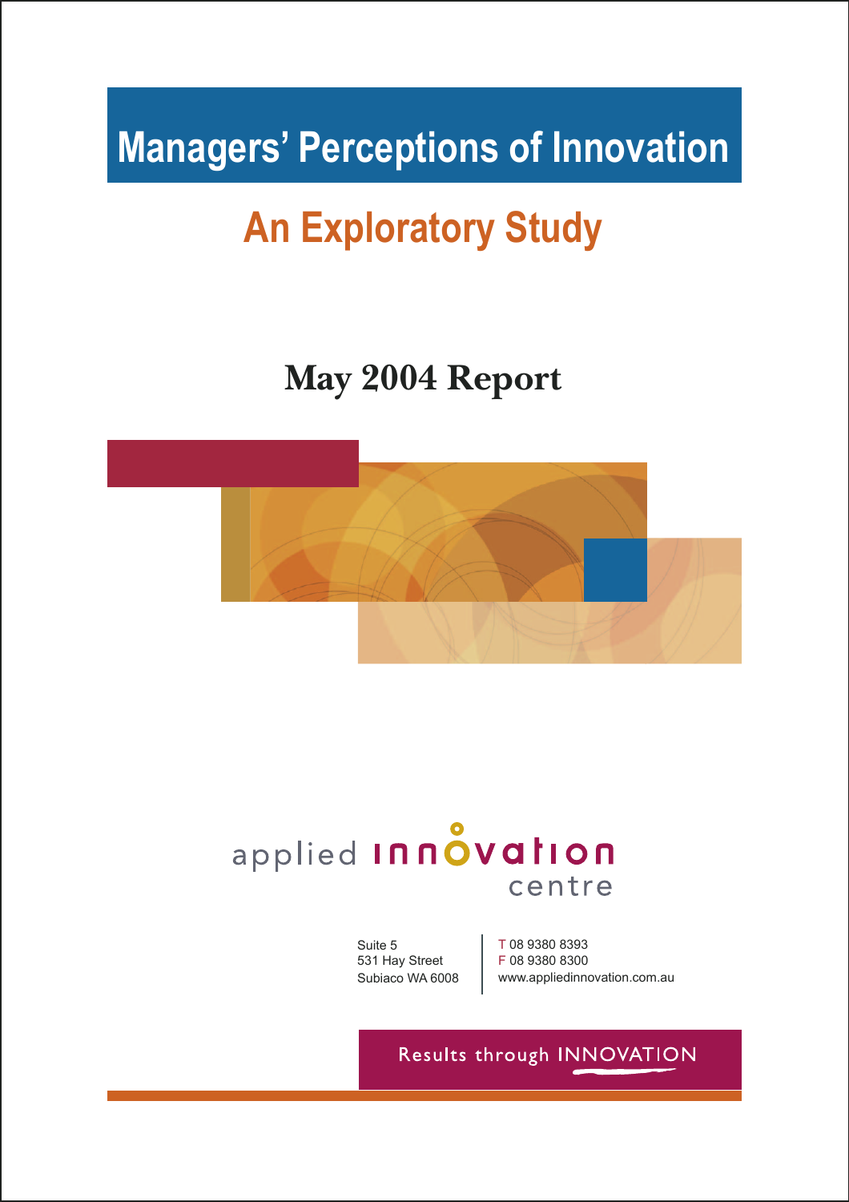# Managers' Perceptions of Innovation

## An Exploratory Study

### May 2004 Report

applied innovation centre

Suite 5
531 Hay Street
Subiaco WA 6008

T 08 9380 8393
F 08 9380 8300
www.appliedinnovation.com.au

Results through INNOVATION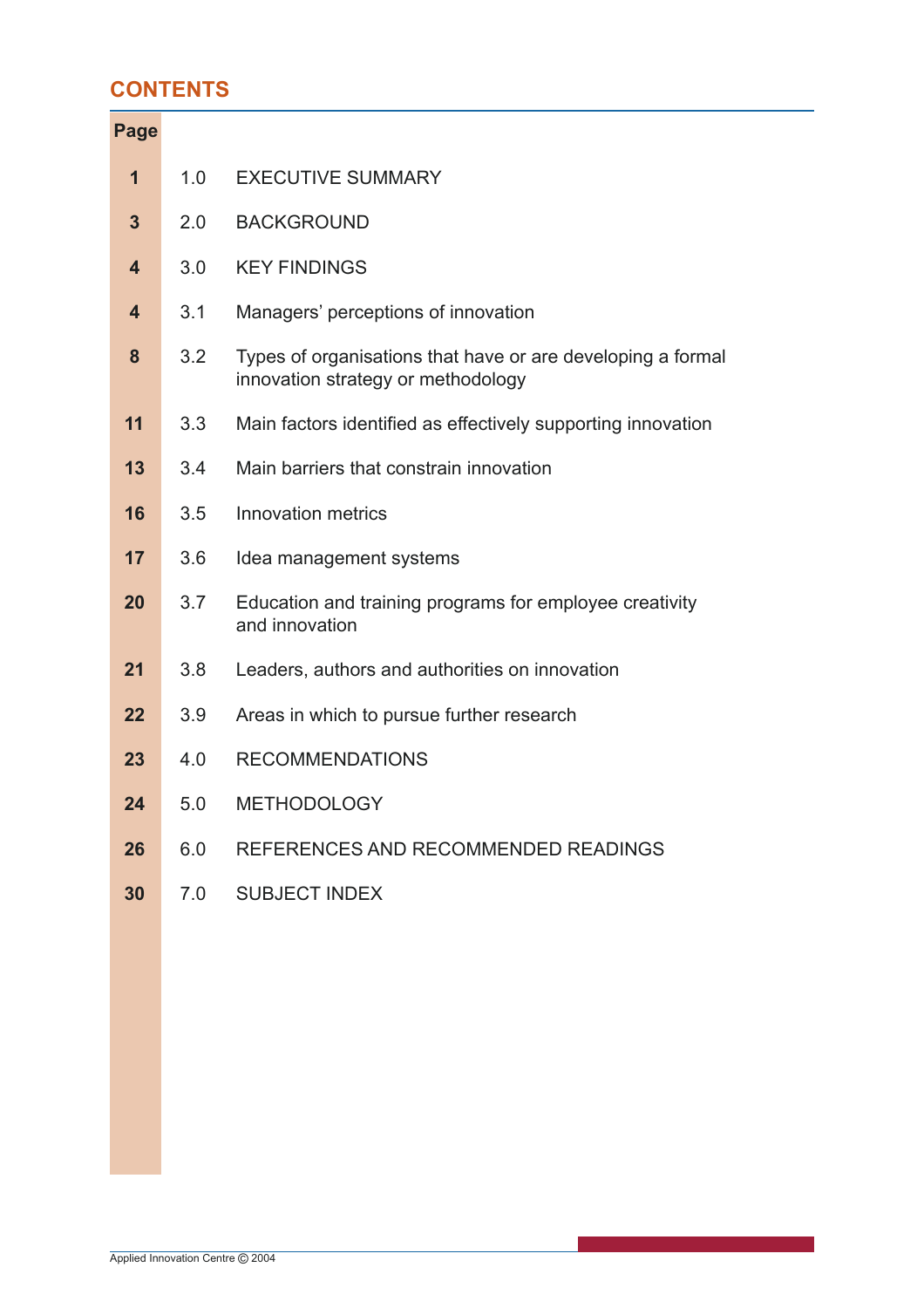## CONTENTS

| Page | | |
|---|---|---|
| **1** | 1.0 | EXECUTIVE SUMMARY |
| **3** | 2.0 | BACKGROUND |
| **4** | 3.0 | KEY FINDINGS |
| **4** | 3.1 | Managers' perceptions of innovation |
| **8** | 3.2 | Types of organisations that have or are developing a formal innovation strategy or methodology |
| **11** | 3.3 | Main factors identified as effectively supporting innovation |
| **13** | 3.4 | Main barriers that constrain innovation |
| **16** | 3.5 | Innovation metrics |
| **17** | 3.6 | Idea management systems |
| **20** | 3.7 | Education and training programs for employee creativity and innovation |
| **21** | 3.8 | Leaders, authors and authorities on innovation |
| **22** | 3.9 | Areas in which to pursue further research |
| **23** | 4.0 | RECOMMENDATIONS |
| **24** | 5.0 | METHODOLOGY |
| **26** | 6.0 | REFERENCES AND RECOMMENDED READINGS |
| **30** | 7.0 | SUBJECT INDEX |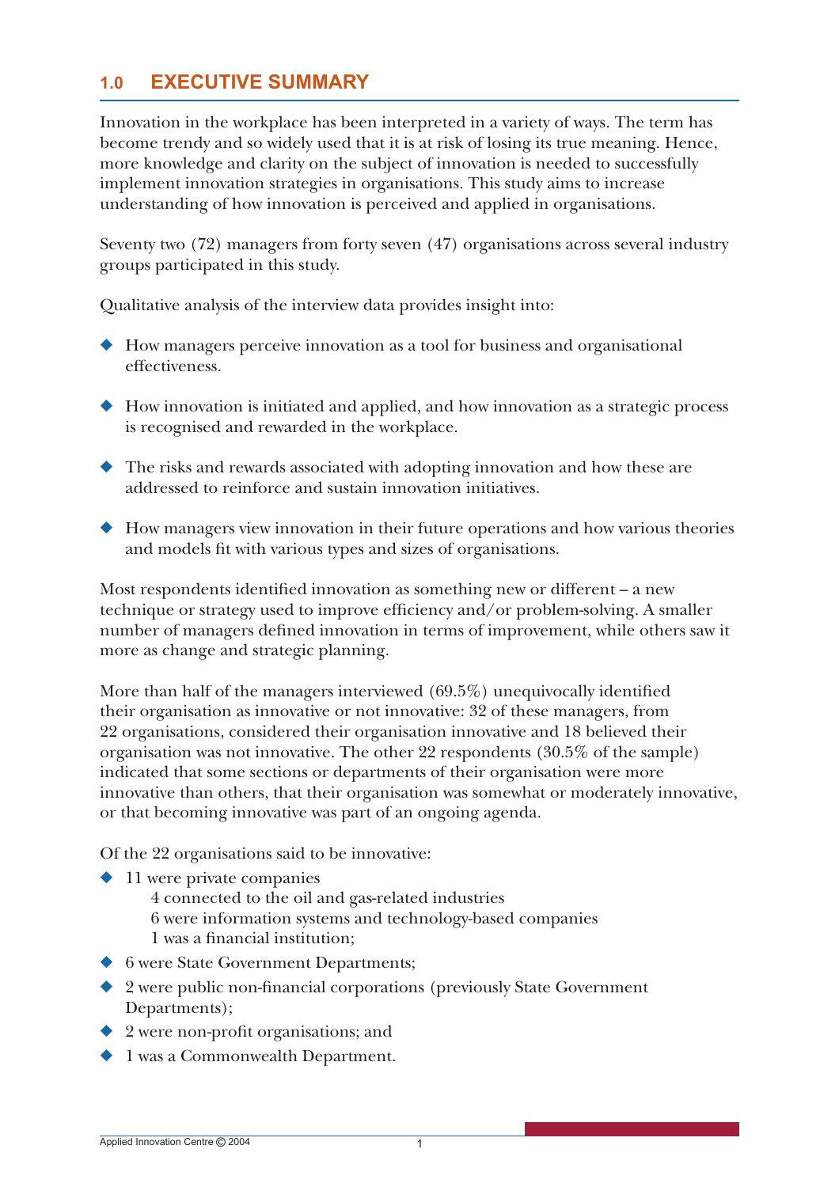## 1.0 EXECUTIVE SUMMARY

Innovation in the workplace has been interpreted in a variety of ways. The term has become trendy and so widely used that it is at risk of losing its true meaning. Hence, more knowledge and clarity on the subject of innovation is needed to successfully implement innovation strategies in organisations. This study aims to increase understanding of how innovation is perceived and applied in organisations.

Seventy two (72) managers from forty seven (47) organisations across several industry groups participated in this study.

Qualitative analysis of the interview data provides insight into:

- How managers perceive innovation as a tool for business and organisational effectiveness.
- How innovation is initiated and applied, and how innovation as a strategic process is recognised and rewarded in the workplace.
- The risks and rewards associated with adopting innovation and how these are addressed to reinforce and sustain innovation initiatives.
- How managers view innovation in their future operations and how various theories and models fit with various types and sizes of organisations.

Most respondents identified innovation as something new or different – a new technique or strategy used to improve efficiency and/or problem-solving. A smaller number of managers defined innovation in terms of improvement, while others saw it more as change and strategic planning.

More than half of the managers interviewed (69.5%) unequivocally identified their organisation as innovative or not innovative: 32 of these managers, from 22 organisations, considered their organisation innovative and 18 believed their organisation was not innovative. The other 22 respondents (30.5% of the sample) indicated that some sections or departments of their organisation were more innovative than others, that their organisation was somewhat or moderately innovative, or that becoming innovative was part of an ongoing agenda.

Of the 22 organisations said to be innovative:

- 11 were private companies
  - 4 connected to the oil and gas-related industries
  - 6 were information systems and technology-based companies
  - 1 was a financial institution;
- 6 were State Government Departments;
- 2 were public non-financial corporations (previously State Government Departments);
- 2 were non-profit organisations; and
- 1 was a Commonwealth Department.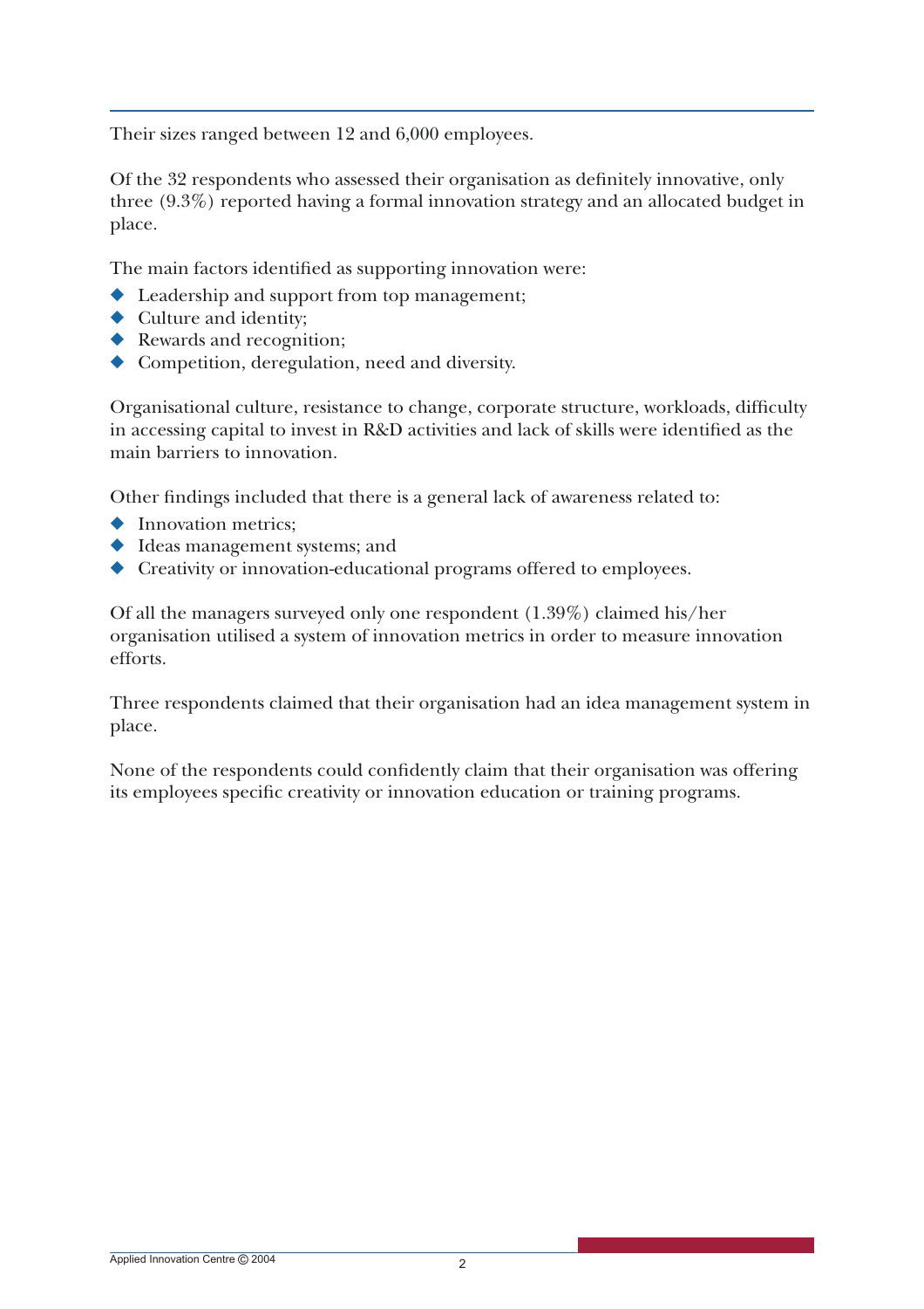Their sizes ranged between 12 and 6,000 employees.

Of the 32 respondents who assessed their organisation as definitely innovative, only three (9.3%) reported having a formal innovation strategy and an allocated budget in place.

The main factors identified as supporting innovation were:

- Leadership and support from top management;
- Culture and identity;
- Rewards and recognition;
- Competition, deregulation, need and diversity.

Organisational culture, resistance to change, corporate structure, workloads, difficulty in accessing capital to invest in R&D activities and lack of skills were identified as the main barriers to innovation.

Other findings included that there is a general lack of awareness related to:

- Innovation metrics;
- Ideas management systems; and
- Creativity or innovation-educational programs offered to employees.

Of all the managers surveyed only one respondent (1.39%) claimed his/her organisation utilised a system of innovation metrics in order to measure innovation efforts.

Three respondents claimed that their organisation had an idea management system in place.

None of the respondents could confidently claim that their organisation was offering its employees specific creativity or innovation education or training programs.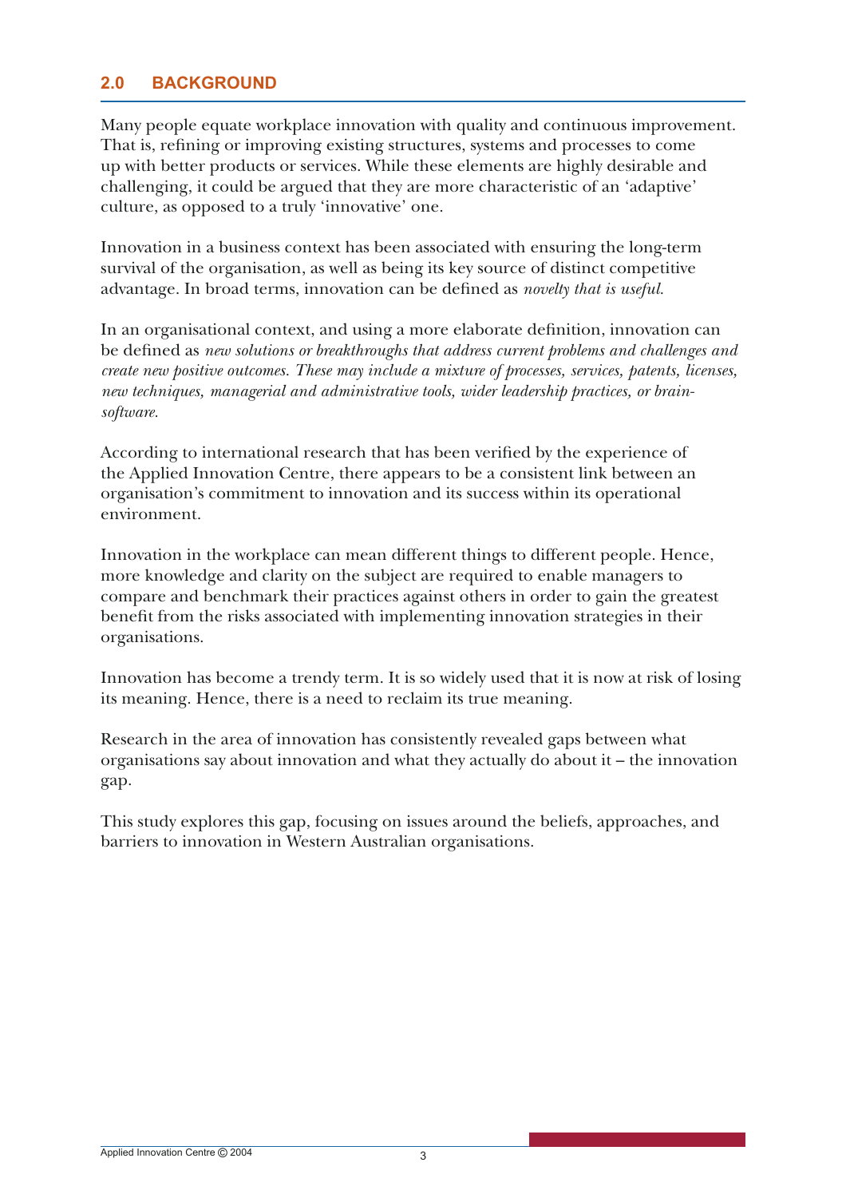## 2.0 BACKGROUND

Many people equate workplace innovation with quality and continuous improvement. That is, refining or improving existing structures, systems and processes to come up with better products or services. While these elements are highly desirable and challenging, it could be argued that they are more characteristic of an 'adaptive' culture, as opposed to a truly 'innovative' one.

Innovation in a business context has been associated with ensuring the long-term survival of the organisation, as well as being its key source of distinct competitive advantage. In broad terms, innovation can be defined as *novelty that is useful.*

In an organisational context, and using a more elaborate definition, innovation can be defined as *new solutions or breakthroughs that address current problems and challenges and create new positive outcomes. These may include a mixture of processes, services, patents, licenses, new techniques, managerial and administrative tools, wider leadership practices, or brain-software.*

According to international research that has been verified by the experience of the Applied Innovation Centre, there appears to be a consistent link between an organisation's commitment to innovation and its success within its operational environment.

Innovation in the workplace can mean different things to different people. Hence, more knowledge and clarity on the subject are required to enable managers to compare and benchmark their practices against others in order to gain the greatest benefit from the risks associated with implementing innovation strategies in their organisations.

Innovation has become a trendy term. It is so widely used that it is now at risk of losing its meaning. Hence, there is a need to reclaim its true meaning.

Research in the area of innovation has consistently revealed gaps between what organisations say about innovation and what they actually do about it – the innovation gap.

This study explores this gap, focusing on issues around the beliefs, approaches, and barriers to innovation in Western Australian organisations.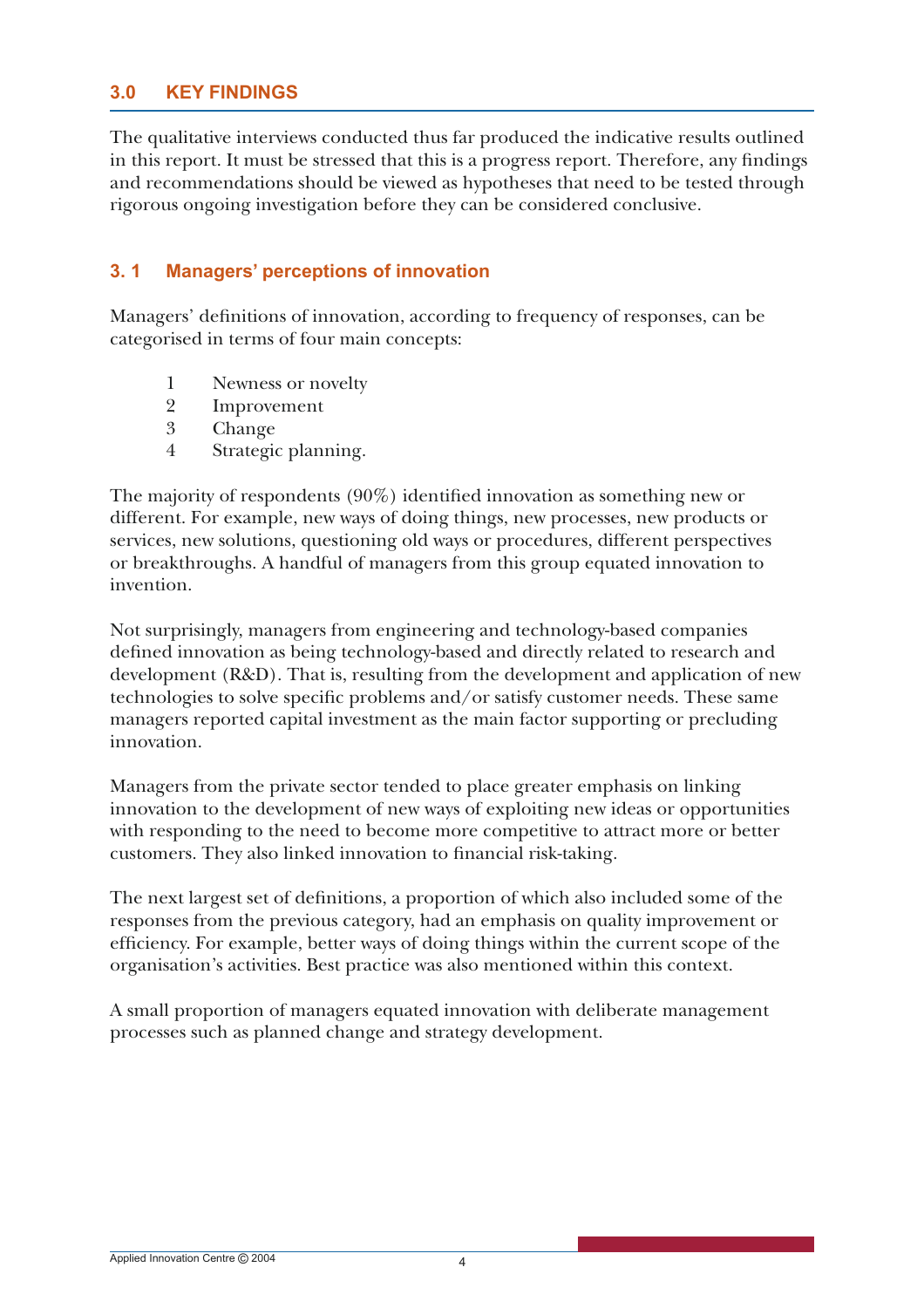## 3.0 KEY FINDINGS

The qualitative interviews conducted thus far produced the indicative results outlined in this report. It must be stressed that this is a progress report. Therefore, any findings and recommendations should be viewed as hypotheses that need to be tested through rigorous ongoing investigation before they can be considered conclusive.

### 3. 1 Managers' perceptions of innovation

Managers' definitions of innovation, according to frequency of responses, can be categorised in terms of four main concepts:

1. Newness or novelty
2. Improvement
3. Change
4. Strategic planning.

The majority of respondents (90%) identified innovation as something new or different. For example, new ways of doing things, new processes, new products or services, new solutions, questioning old ways or procedures, different perspectives or breakthroughs. A handful of managers from this group equated innovation to invention.

Not surprisingly, managers from engineering and technology-based companies defined innovation as being technology-based and directly related to research and development (R&D). That is, resulting from the development and application of new technologies to solve specific problems and/or satisfy customer needs. These same managers reported capital investment as the main factor supporting or precluding innovation.

Managers from the private sector tended to place greater emphasis on linking innovation to the development of new ways of exploiting new ideas or opportunities with responding to the need to become more competitive to attract more or better customers. They also linked innovation to financial risk-taking.

The next largest set of definitions, a proportion of which also included some of the responses from the previous category, had an emphasis on quality improvement or efficiency. For example, better ways of doing things within the current scope of the organisation's activities. Best practice was also mentioned within this context.

A small proportion of managers equated innovation with deliberate management processes such as planned change and strategy development.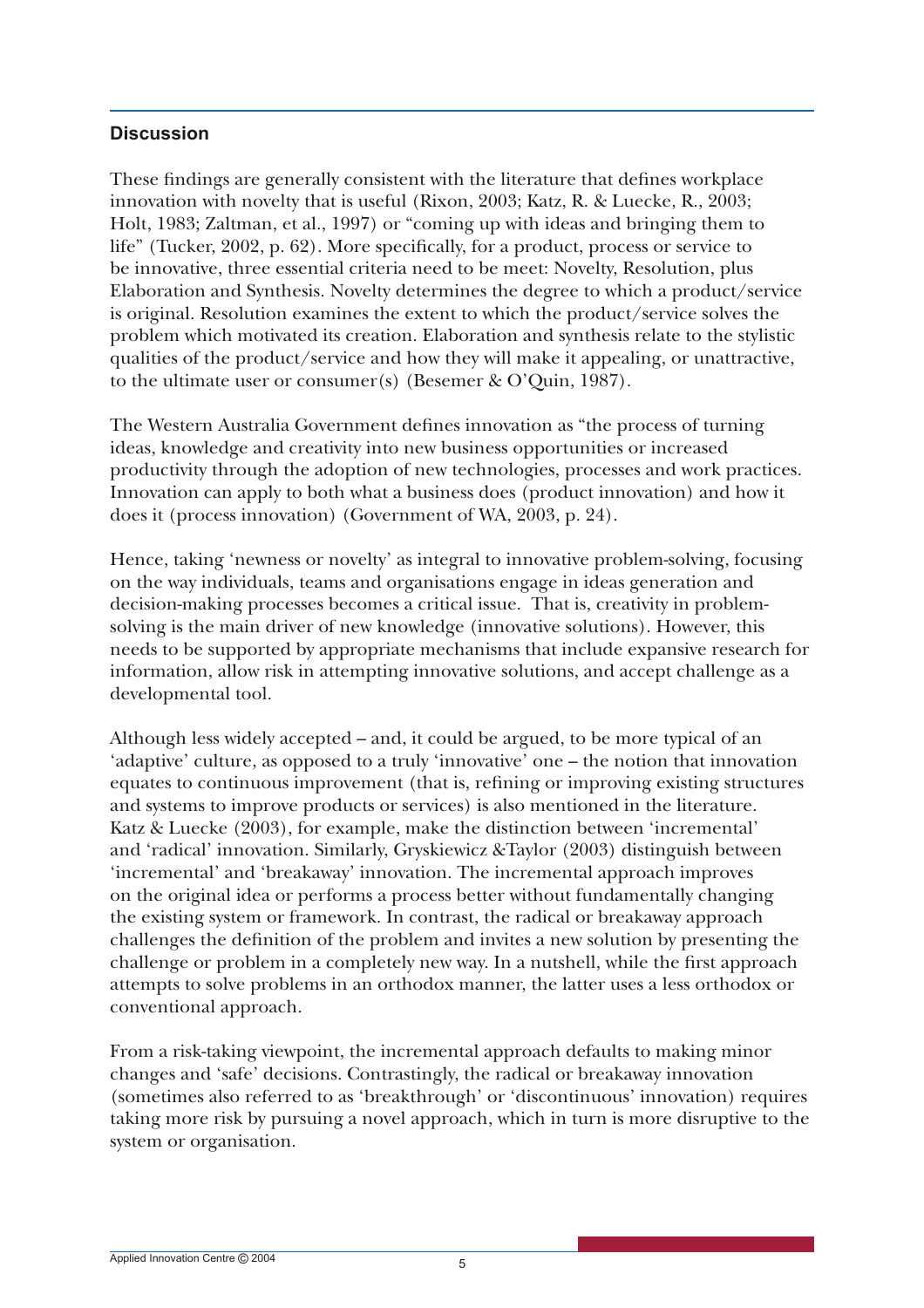## Discussion

These findings are generally consistent with the literature that defines workplace innovation with novelty that is useful (Rixon, 2003; Katz, R. & Luecke, R., 2003; Holt, 1983; Zaltman, et al., 1997) or "coming up with ideas and bringing them to life" (Tucker, 2002, p. 62). More specifically, for a product, process or service to be innovative, three essential criteria need to be meet: Novelty, Resolution, plus Elaboration and Synthesis. Novelty determines the degree to which a product/service is original. Resolution examines the extent to which the product/service solves the problem which motivated its creation. Elaboration and synthesis relate to the stylistic qualities of the product/service and how they will make it appealing, or unattractive, to the ultimate user or consumer(s) (Besemer & O'Quin, 1987).

The Western Australia Government defines innovation as "the process of turning ideas, knowledge and creativity into new business opportunities or increased productivity through the adoption of new technologies, processes and work practices. Innovation can apply to both what a business does (product innovation) and how it does it (process innovation) (Government of WA, 2003, p. 24).

Hence, taking 'newness or novelty' as integral to innovative problem-solving, focusing on the way individuals, teams and organisations engage in ideas generation and decision-making processes becomes a critical issue. That is, creativity in problem-solving is the main driver of new knowledge (innovative solutions). However, this needs to be supported by appropriate mechanisms that include expansive research for information, allow risk in attempting innovative solutions, and accept challenge as a developmental tool.

Although less widely accepted – and, it could be argued, to be more typical of an 'adaptive' culture, as opposed to a truly 'innovative' one – the notion that innovation equates to continuous improvement (that is, refining or improving existing structures and systems to improve products or services) is also mentioned in the literature. Katz & Luecke (2003), for example, make the distinction between 'incremental' and 'radical' innovation. Similarly, Gryskiewicz &Taylor (2003) distinguish between 'incremental' and 'breakaway' innovation. The incremental approach improves on the original idea or performs a process better without fundamentally changing the existing system or framework. In contrast, the radical or breakaway approach challenges the definition of the problem and invites a new solution by presenting the challenge or problem in a completely new way. In a nutshell, while the first approach attempts to solve problems in an orthodox manner, the latter uses a less orthodox or conventional approach.

From a risk-taking viewpoint, the incremental approach defaults to making minor changes and 'safe' decisions. Contrastingly, the radical or breakaway innovation (sometimes also referred to as 'breakthrough' or 'discontinuous' innovation) requires taking more risk by pursuing a novel approach, which in turn is more disruptive to the system or organisation.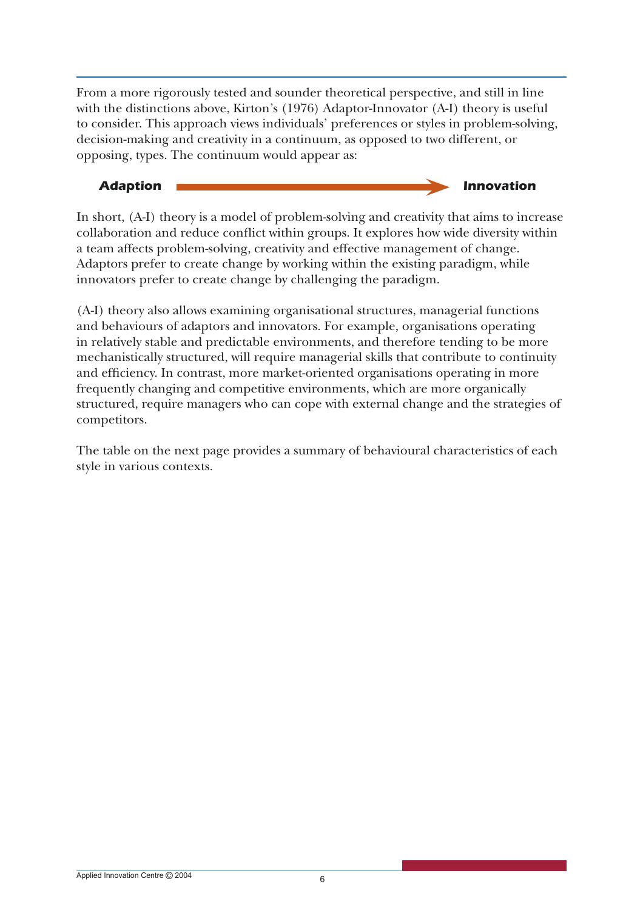From a more rigorously tested and sounder theoretical perspective, and still in line with the distinctions above, Kirton's (1976) Adaptor-Innovator (A-I) theory is useful to consider. This approach views individuals' preferences or styles in problem-solving, decision-making and creativity in a continuum, as opposed to two different, or opposing, types. The continuum would appear as:

***Adaption*** → ***Innovation***

In short, (A-I) theory is a model of problem-solving and creativity that aims to increase collaboration and reduce conflict within groups. It explores how wide diversity within a team affects problem-solving, creativity and effective management of change. Adaptors prefer to create change by working within the existing paradigm, while innovators prefer to create change by challenging the paradigm.

(A-I) theory also allows examining organisational structures, managerial functions and behaviours of adaptors and innovators. For example, organisations operating in relatively stable and predictable environments, and therefore tending to be more mechanistically structured, will require managerial skills that contribute to continuity and efficiency. In contrast, more market-oriented organisations operating in more frequently changing and competitive environments, which are more organically structured, require managers who can cope with external change and the strategies of competitors.

The table on the next page provides a summary of behavioural characteristics of each style in various contexts.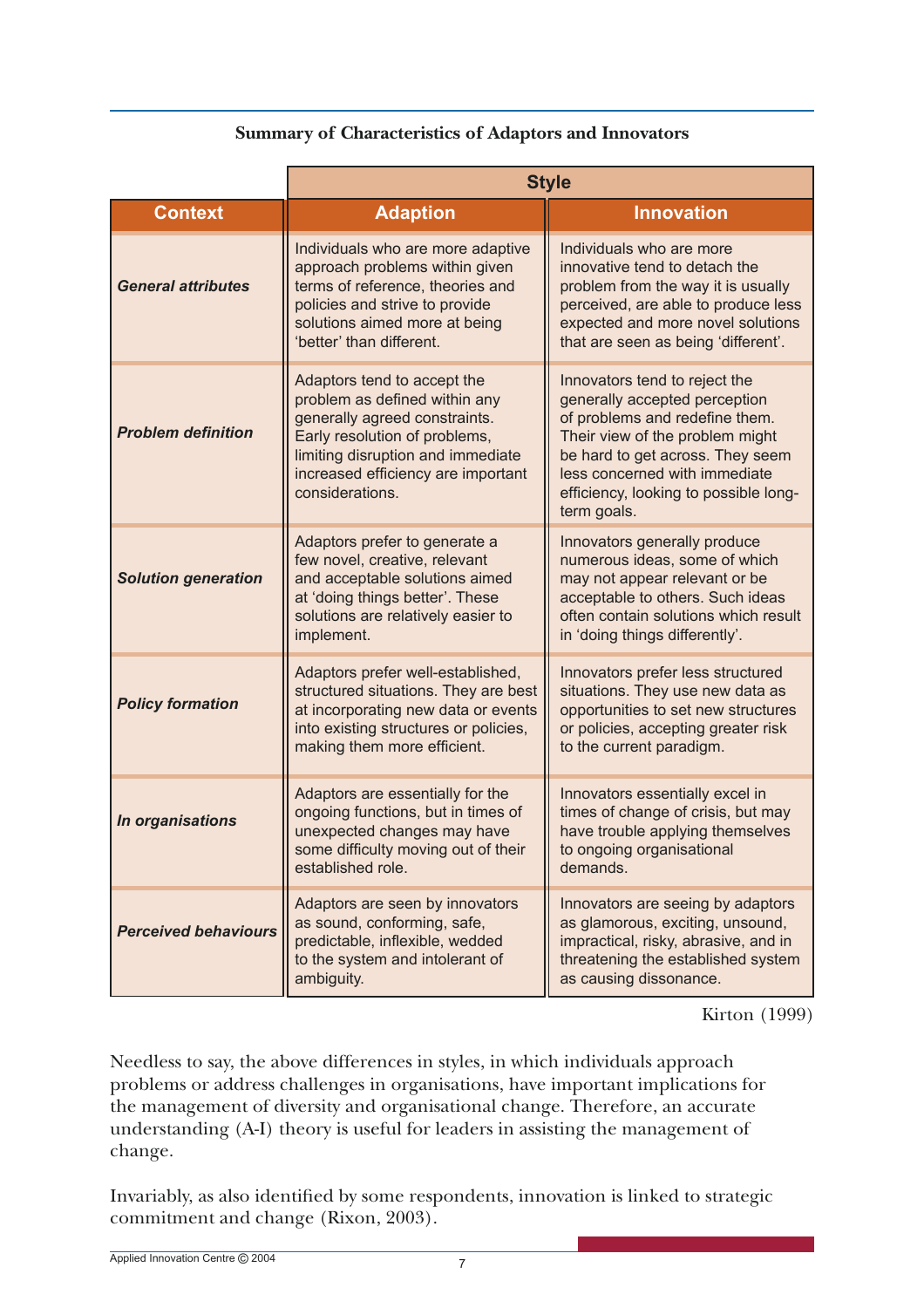**Summary of Characteristics of Adaptors and Innovators**

| | Style | |
|---|---|---|
| **Context** | **Adaption** | **Innovation** |
| ***General attributes*** | Individuals who are more adaptive approach problems within given terms of reference, theories and policies and strive to provide solutions aimed more at being 'better' than different. | Individuals who are more innovative tend to detach the problem from the way it is usually perceived, are able to produce less expected and more novel solutions that are seen as being 'different'. |
| ***Problem definition*** | Adaptors tend to accept the problem as defined within any generally agreed constraints. Early resolution of problems, limiting disruption and immediate increased efficiency are important considerations. | Innovators tend to reject the generally accepted perception of problems and redefine them. Their view of the problem might be hard to get across. They seem less concerned with immediate efficiency, looking to possible long-term goals. |
| ***Solution generation*** | Adaptors prefer to generate a few novel, creative, relevant and acceptable solutions aimed at 'doing things better'. These solutions are relatively easier to implement. | Innovators generally produce numerous ideas, some of which may not appear relevant or be acceptable to others. Such ideas often contain solutions which result in 'doing things differently'. |
| ***Policy formation*** | Adaptors prefer well-established, structured situations. They are best at incorporating new data or events into existing structures or policies, making them more efficient. | Innovators prefer less structured situations. They use new data as opportunities to set new structures or policies, accepting greater risk to the current paradigm. |
| ***In organisations*** | Adaptors are essentially for the ongoing functions, but in times of unexpected changes may have some difficulty moving out of their established role. | Innovators essentially excel in times of change of crisis, but may have trouble applying themselves to ongoing organisational demands. |
| ***Perceived behaviours*** | Adaptors are seen by innovators as sound, conforming, safe, predictable, inflexible, wedded to the system and intolerant of ambiguity. | Innovators are seeing by adaptors as glamorous, exciting, unsound, impractical, risky, abrasive, and in threatening the established system as causing dissonance. |

Kirton (1999)

Needless to say, the above differences in styles, in which individuals approach problems or address challenges in organisations, have important implications for the management of diversity and organisational change. Therefore, an accurate understanding (A-I) theory is useful for leaders in assisting the management of change.

Invariably, as also identified by some respondents, innovation is linked to strategic commitment and change (Rixon, 2003).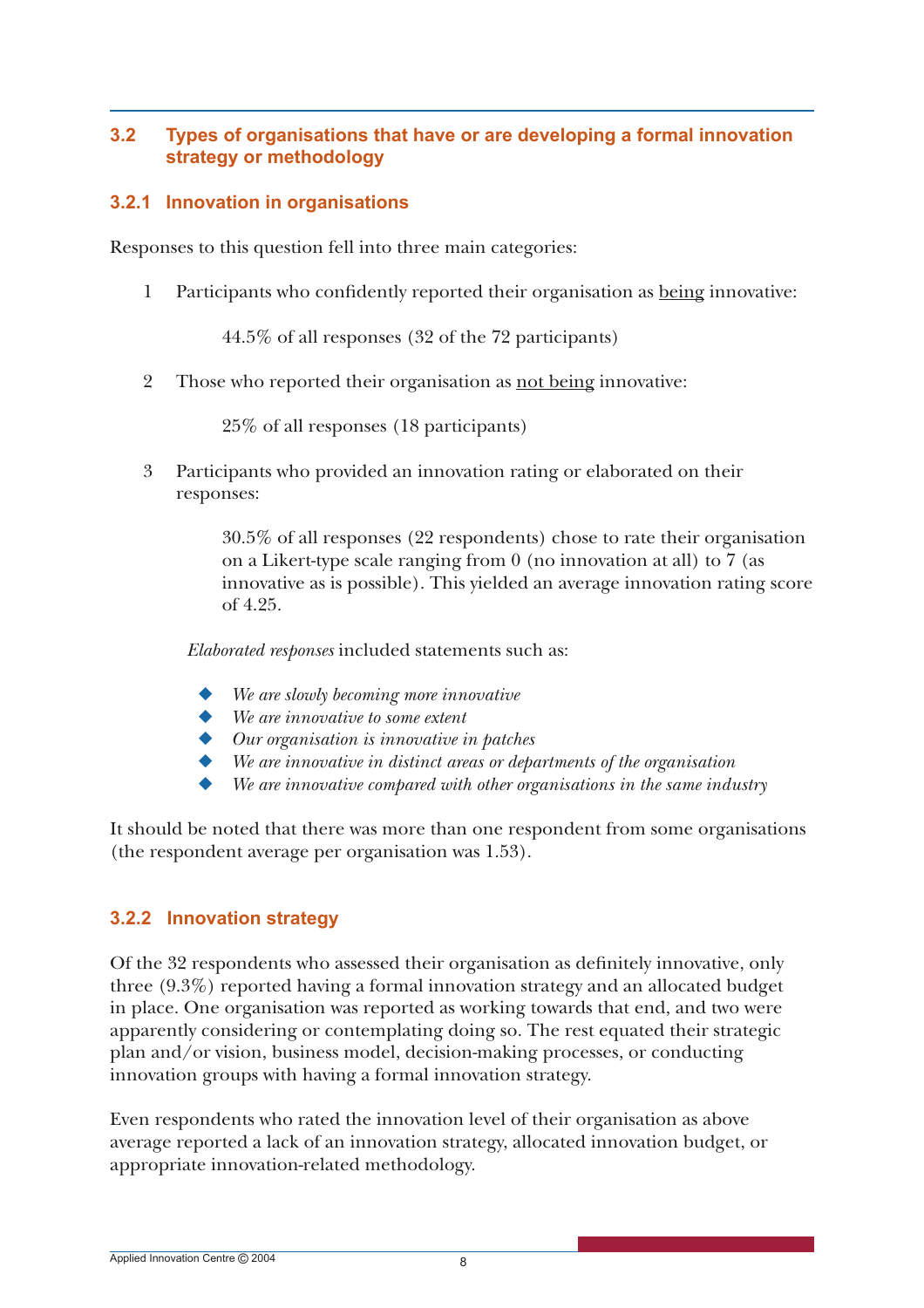## 3.2 Types of organisations that have or are developing a formal innovation strategy or methodology

### 3.2.1 Innovation in organisations

Responses to this question fell into three main categories:

1. Participants who confidently reported their organisation as <u>being</u> innovative:

   44.5% of all responses (32 of the 72 participants)

2. Those who reported their organisation as <u>not being</u> innovative:

   25% of all responses (18 participants)

3. Participants who provided an innovation rating or elaborated on their responses:

   30.5% of all responses (22 respondents) chose to rate their organisation on a Likert-type scale ranging from 0 (no innovation at all) to 7 (as innovative as is possible). This yielded an average innovation rating score of 4.25.

   *Elaborated responses* included statements such as:

   - *We are slowly becoming more innovative*
   - *We are innovative to some extent*
   - *Our organisation is innovative in patches*
   - *We are innovative in distinct areas or departments of the organisation*
   - *We are innovative compared with other organisations in the same industry*

It should be noted that there was more than one respondent from some organisations (the respondent average per organisation was 1.53).

### 3.2.2 Innovation strategy

Of the 32 respondents who assessed their organisation as definitely innovative, only three (9.3%) reported having a formal innovation strategy and an allocated budget in place. One organisation was reported as working towards that end, and two were apparently considering or contemplating doing so. The rest equated their strategic plan and/or vision, business model, decision-making processes, or conducting innovation groups with having a formal innovation strategy.

Even respondents who rated the innovation level of their organisation as above average reported a lack of an innovation strategy, allocated innovation budget, or appropriate innovation-related methodology.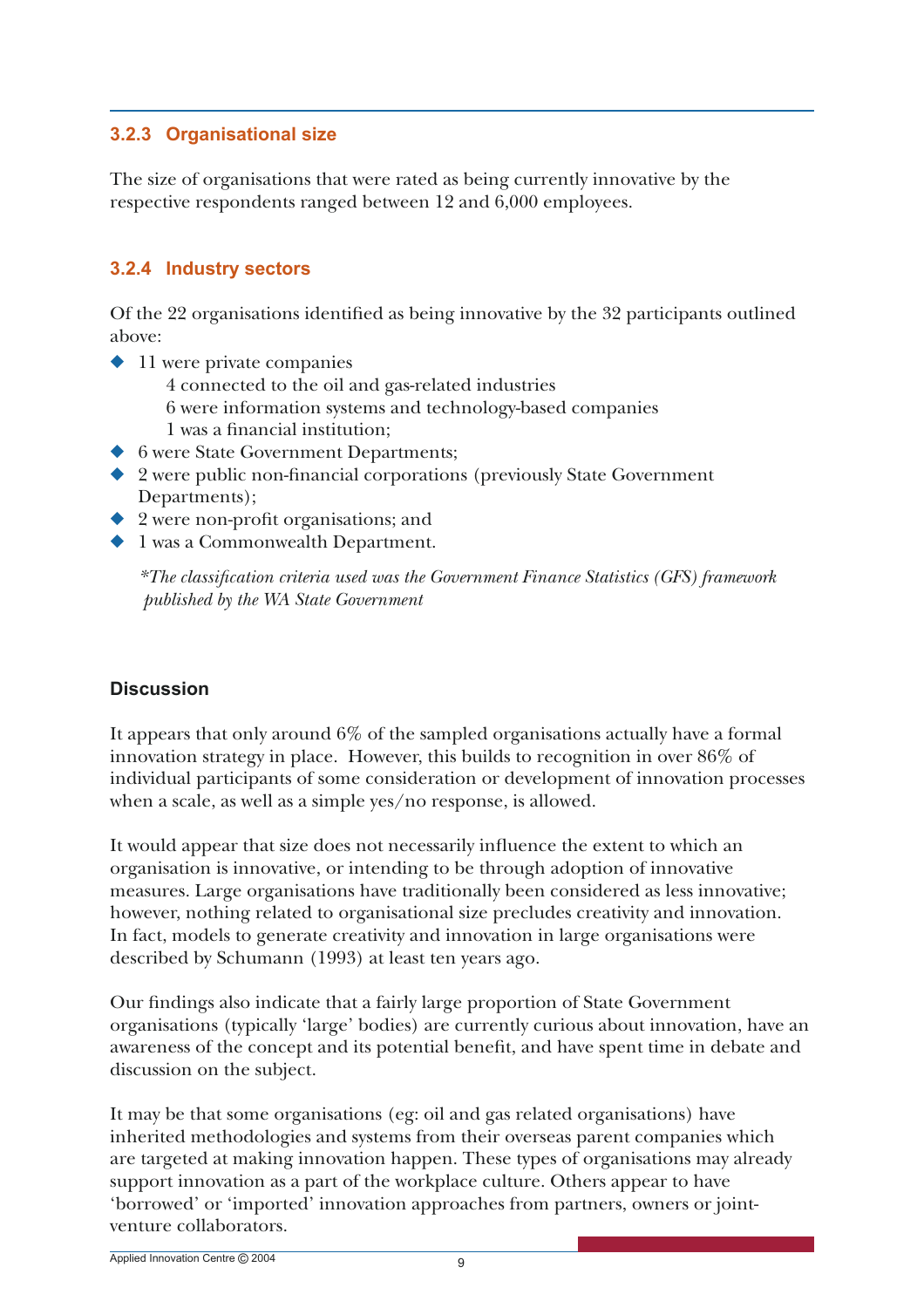### 3.2.3 Organisational size

The size of organisations that were rated as being currently innovative by the respective respondents ranged between 12 and 6,000 employees.

### 3.2.4 Industry sectors

Of the 22 organisations identified as being innovative by the 32 participants outlined above:

- 11 were private companies
    - 4 connected to the oil and gas-related industries
    - 6 were information systems and technology-based companies
    - 1 was a financial institution;
- 6 were State Government Departments;
- 2 were public non-financial corporations (previously State Government Departments);
- 2 were non-profit organisations; and
- 1 was a Commonwealth Department.

*\*The classification criteria used was the Government Finance Statistics (GFS) framework published by the WA State Government*

#### Discussion

It appears that only around 6% of the sampled organisations actually have a formal innovation strategy in place. However, this builds to recognition in over 86% of individual participants of some consideration or development of innovation processes when a scale, as well as a simple yes/no response, is allowed.

It would appear that size does not necessarily influence the extent to which an organisation is innovative, or intending to be through adoption of innovative measures. Large organisations have traditionally been considered as less innovative; however, nothing related to organisational size precludes creativity and innovation. In fact, models to generate creativity and innovation in large organisations were described by Schumann (1993) at least ten years ago.

Our findings also indicate that a fairly large proportion of State Government organisations (typically 'large' bodies) are currently curious about innovation, have an awareness of the concept and its potential benefit, and have spent time in debate and discussion on the subject.

It may be that some organisations (eg: oil and gas related organisations) have inherited methodologies and systems from their overseas parent companies which are targeted at making innovation happen. These types of organisations may already support innovation as a part of the workplace culture. Others appear to have 'borrowed' or 'imported' innovation approaches from partners, owners or joint-venture collaborators.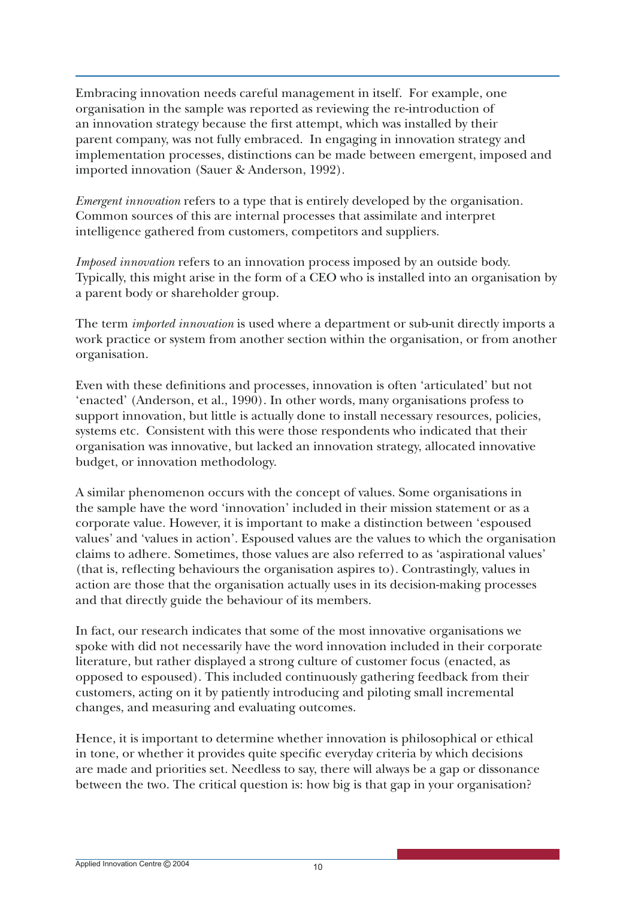Embracing innovation needs careful management in itself. For example, one organisation in the sample was reported as reviewing the re-introduction of an innovation strategy because the first attempt, which was installed by their parent company, was not fully embraced. In engaging in innovation strategy and implementation processes, distinctions can be made between emergent, imposed and imported innovation (Sauer & Anderson, 1992).

*Emergent innovation* refers to a type that is entirely developed by the organisation. Common sources of this are internal processes that assimilate and interpret intelligence gathered from customers, competitors and suppliers.

*Imposed innovation* refers to an innovation process imposed by an outside body. Typically, this might arise in the form of a CEO who is installed into an organisation by a parent body or shareholder group.

The term *imported innovation* is used where a department or sub-unit directly imports a work practice or system from another section within the organisation, or from another organisation.

Even with these definitions and processes, innovation is often 'articulated' but not 'enacted' (Anderson, et al., 1990). In other words, many organisations profess to support innovation, but little is actually done to install necessary resources, policies, systems etc. Consistent with this were those respondents who indicated that their organisation was innovative, but lacked an innovation strategy, allocated innovative budget, or innovation methodology.

A similar phenomenon occurs with the concept of values. Some organisations in the sample have the word 'innovation' included in their mission statement or as a corporate value. However, it is important to make a distinction between 'espoused values' and 'values in action'. Espoused values are the values to which the organisation claims to adhere. Sometimes, those values are also referred to as 'aspirational values' (that is, reflecting behaviours the organisation aspires to). Contrastingly, values in action are those that the organisation actually uses in its decision-making processes and that directly guide the behaviour of its members.

In fact, our research indicates that some of the most innovative organisations we spoke with did not necessarily have the word innovation included in their corporate literature, but rather displayed a strong culture of customer focus (enacted, as opposed to espoused). This included continuously gathering feedback from their customers, acting on it by patiently introducing and piloting small incremental changes, and measuring and evaluating outcomes.

Hence, it is important to determine whether innovation is philosophical or ethical in tone, or whether it provides quite specific everyday criteria by which decisions are made and priorities set. Needless to say, there will always be a gap or dissonance between the two. The critical question is: how big is that gap in your organisation?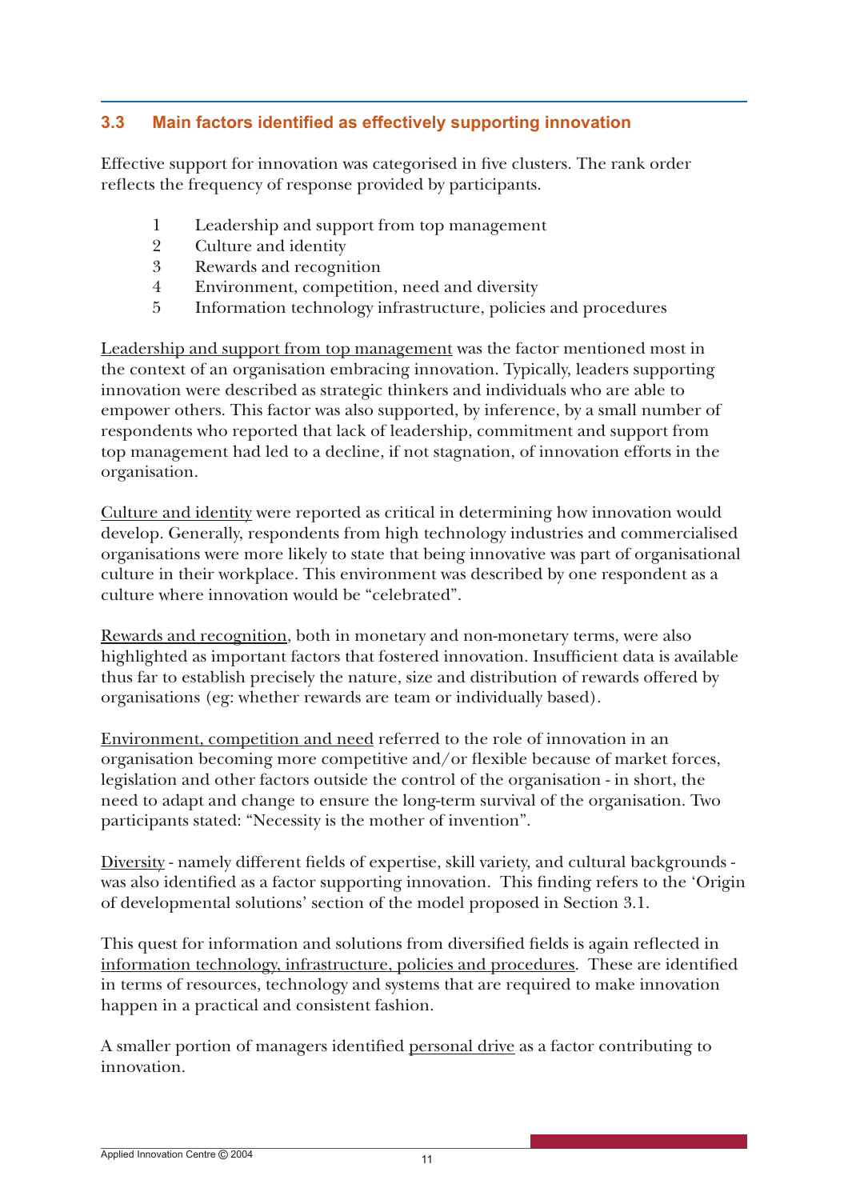## 3.3 Main factors identified as effectively supporting innovation

Effective support for innovation was categorised in five clusters. The rank order reflects the frequency of response provided by participants.

1. Leadership and support from top management
2. Culture and identity
3. Rewards and recognition
4. Environment, competition, need and diversity
5. Information technology infrastructure, policies and procedures

Leadership and support from top management was the factor mentioned most in the context of an organisation embracing innovation. Typically, leaders supporting innovation were described as strategic thinkers and individuals who are able to empower others. This factor was also supported, by inference, by a small number of respondents who reported that lack of leadership, commitment and support from top management had led to a decline, if not stagnation, of innovation efforts in the organisation.

Culture and identity were reported as critical in determining how innovation would develop. Generally, respondents from high technology industries and commercialised organisations were more likely to state that being innovative was part of organisational culture in their workplace. This environment was described by one respondent as a culture where innovation would be "celebrated".

Rewards and recognition, both in monetary and non-monetary terms, were also highlighted as important factors that fostered innovation. Insufficient data is available thus far to establish precisely the nature, size and distribution of rewards offered by organisations (eg: whether rewards are team or individually based).

Environment, competition and need referred to the role of innovation in an organisation becoming more competitive and/or flexible because of market forces, legislation and other factors outside the control of the organisation - in short, the need to adapt and change to ensure the long-term survival of the organisation. Two participants stated: "Necessity is the mother of invention".

Diversity - namely different fields of expertise, skill variety, and cultural backgrounds - was also identified as a factor supporting innovation. This finding refers to the 'Origin of developmental solutions' section of the model proposed in Section 3.1.

This quest for information and solutions from diversified fields is again reflected in information technology, infrastructure, policies and procedures. These are identified in terms of resources, technology and systems that are required to make innovation happen in a practical and consistent fashion.

A smaller portion of managers identified personal drive as a factor contributing to innovation.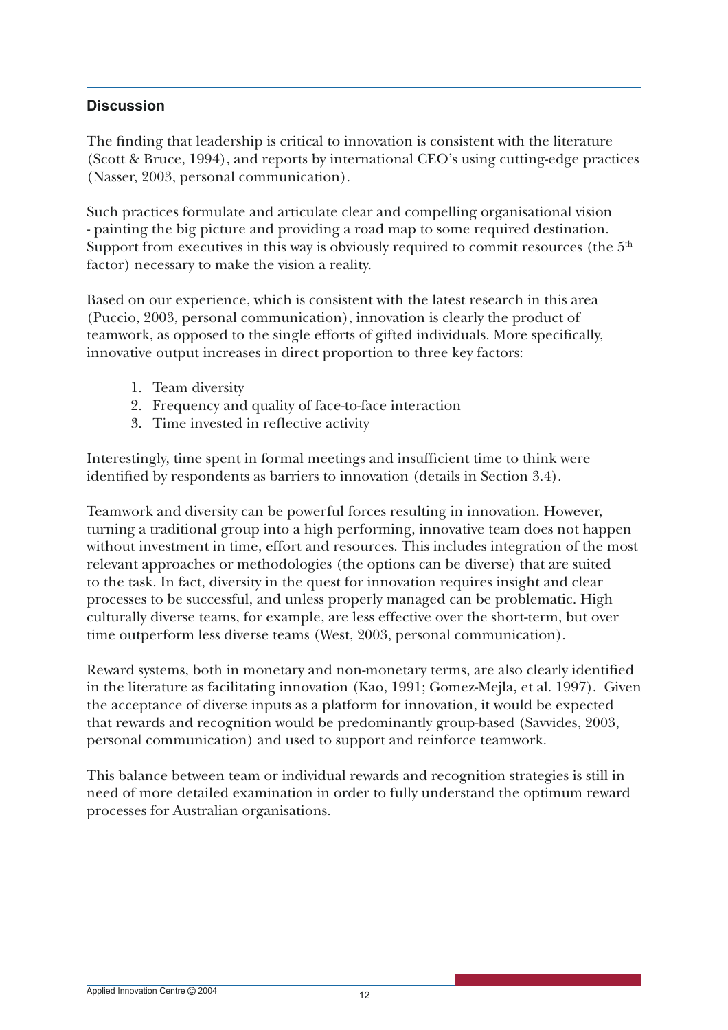## Discussion

The finding that leadership is critical to innovation is consistent with the literature (Scott & Bruce, 1994), and reports by international CEO's using cutting-edge practices (Nasser, 2003, personal communication).

Such practices formulate and articulate clear and compelling organisational vision - painting the big picture and providing a road map to some required destination. Support from executives in this way is obviously required to commit resources (the 5th factor) necessary to make the vision a reality.

Based on our experience, which is consistent with the latest research in this area (Puccio, 2003, personal communication), innovation is clearly the product of teamwork, as opposed to the single efforts of gifted individuals. More specifically, innovative output increases in direct proportion to three key factors:

1. Team diversity
2. Frequency and quality of face-to-face interaction
3. Time invested in reflective activity

Interestingly, time spent in formal meetings and insufficient time to think were identified by respondents as barriers to innovation (details in Section 3.4).

Teamwork and diversity can be powerful forces resulting in innovation. However, turning a traditional group into a high performing, innovative team does not happen without investment in time, effort and resources. This includes integration of the most relevant approaches or methodologies (the options can be diverse) that are suited to the task. In fact, diversity in the quest for innovation requires insight and clear processes to be successful, and unless properly managed can be problematic. High culturally diverse teams, for example, are less effective over the short-term, but over time outperform less diverse teams (West, 2003, personal communication).

Reward systems, both in monetary and non-monetary terms, are also clearly identified in the literature as facilitating innovation (Kao, 1991; Gomez-Mejla, et al. 1997). Given the acceptance of diverse inputs as a platform for innovation, it would be expected that rewards and recognition would be predominantly group-based (Savvides, 2003, personal communication) and used to support and reinforce teamwork.

This balance between team or individual rewards and recognition strategies is still in need of more detailed examination in order to fully understand the optimum reward processes for Australian organisations.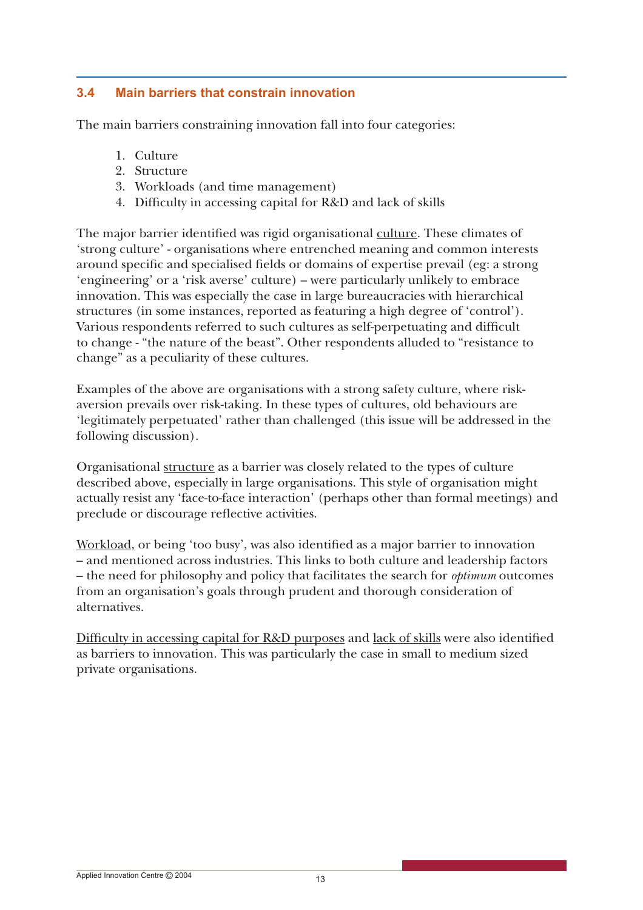## 3.4 Main barriers that constrain innovation

The main barriers constraining innovation fall into four categories:

1. Culture
2. Structure
3. Workloads (and time management)
4. Difficulty in accessing capital for R&D and lack of skills

The major barrier identified was rigid organisational culture. These climates of 'strong culture' - organisations where entrenched meaning and common interests around specific and specialised fields or domains of expertise prevail (eg: a strong 'engineering' or a 'risk averse' culture) – were particularly unlikely to embrace innovation. This was especially the case in large bureaucracies with hierarchical structures (in some instances, reported as featuring a high degree of 'control'). Various respondents referred to such cultures as self-perpetuating and difficult to change - "the nature of the beast". Other respondents alluded to "resistance to change" as a peculiarity of these cultures.

Examples of the above are organisations with a strong safety culture, where risk-aversion prevails over risk-taking. In these types of cultures, old behaviours are 'legitimately perpetuated' rather than challenged (this issue will be addressed in the following discussion).

Organisational structure as a barrier was closely related to the types of culture described above, especially in large organisations. This style of organisation might actually resist any 'face-to-face interaction' (perhaps other than formal meetings) and preclude or discourage reflective activities.

Workload, or being 'too busy', was also identified as a major barrier to innovation – and mentioned across industries. This links to both culture and leadership factors – the need for philosophy and policy that facilitates the search for *optimum* outcomes from an organisation's goals through prudent and thorough consideration of alternatives.

Difficulty in accessing capital for R&D purposes and lack of skills were also identified as barriers to innovation. This was particularly the case in small to medium sized private organisations.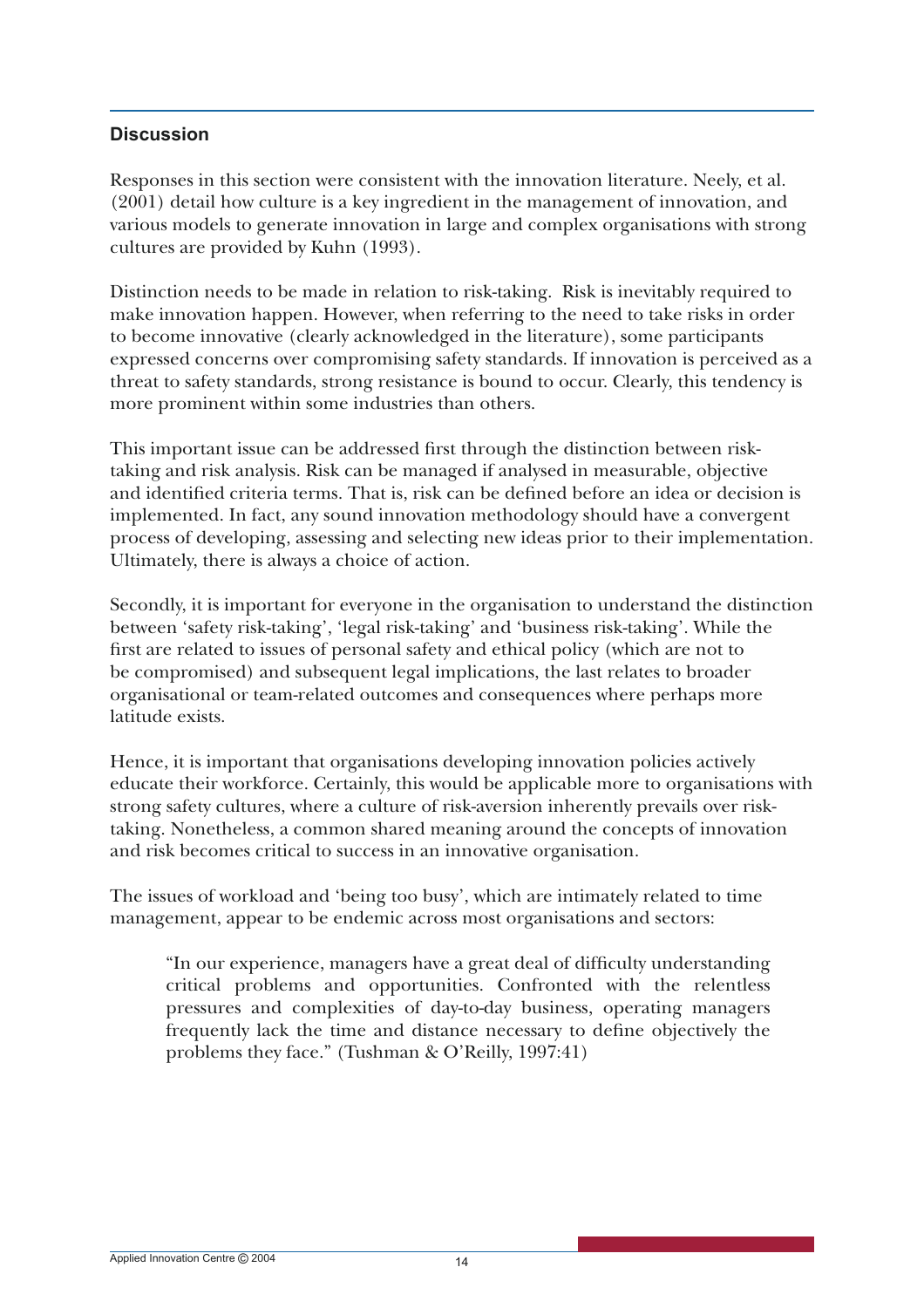## Discussion

Responses in this section were consistent with the innovation literature. Neely, et al. (2001) detail how culture is a key ingredient in the management of innovation, and various models to generate innovation in large and complex organisations with strong cultures are provided by Kuhn (1993).

Distinction needs to be made in relation to risk-taking. Risk is inevitably required to make innovation happen. However, when referring to the need to take risks in order to become innovative (clearly acknowledged in the literature), some participants expressed concerns over compromising safety standards. If innovation is perceived as a threat to safety standards, strong resistance is bound to occur. Clearly, this tendency is more prominent within some industries than others.

This important issue can be addressed first through the distinction between risk-taking and risk analysis. Risk can be managed if analysed in measurable, objective and identified criteria terms. That is, risk can be defined before an idea or decision is implemented. In fact, any sound innovation methodology should have a convergent process of developing, assessing and selecting new ideas prior to their implementation. Ultimately, there is always a choice of action.

Secondly, it is important for everyone in the organisation to understand the distinction between 'safety risk-taking', 'legal risk-taking' and 'business risk-taking'. While the first are related to issues of personal safety and ethical policy (which are not to be compromised) and subsequent legal implications, the last relates to broader organisational or team-related outcomes and consequences where perhaps more latitude exists.

Hence, it is important that organisations developing innovation policies actively educate their workforce. Certainly, this would be applicable more to organisations with strong safety cultures, where a culture of risk-aversion inherently prevails over risk-taking. Nonetheless, a common shared meaning around the concepts of innovation and risk becomes critical to success in an innovative organisation.

The issues of workload and 'being too busy', which are intimately related to time management, appear to be endemic across most organisations and sectors:

> "In our experience, managers have a great deal of difficulty understanding critical problems and opportunities. Confronted with the relentless pressures and complexities of day-to-day business, operating managers frequently lack the time and distance necessary to define objectively the problems they face." (Tushman & O'Reilly, 1997:41)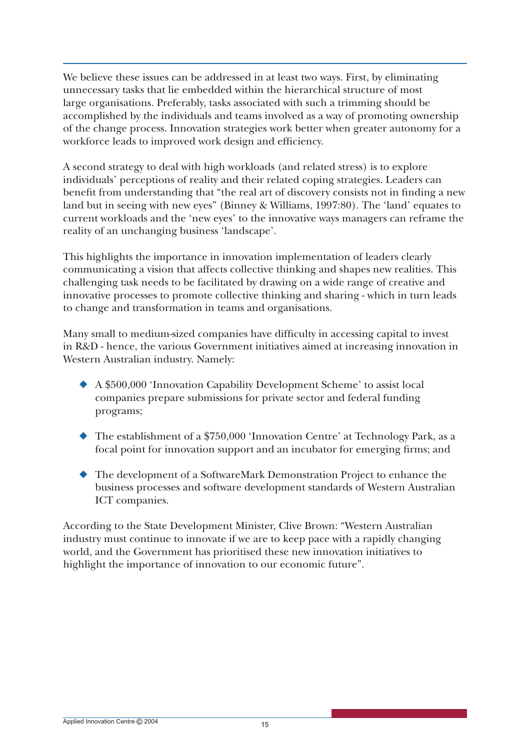We believe these issues can be addressed in at least two ways. First, by eliminating unnecessary tasks that lie embedded within the hierarchical structure of most large organisations. Preferably, tasks associated with such a trimming should be accomplished by the individuals and teams involved as a way of promoting ownership of the change process. Innovation strategies work better when greater autonomy for a workforce leads to improved work design and efficiency.

A second strategy to deal with high workloads (and related stress) is to explore individuals' perceptions of reality and their related coping strategies. Leaders can benefit from understanding that "the real art of discovery consists not in finding a new land but in seeing with new eyes" (Binney & Williams, 1997:80). The 'land' equates to current workloads and the 'new eyes' to the innovative ways managers can reframe the reality of an unchanging business 'landscape'.

This highlights the importance in innovation implementation of leaders clearly communicating a vision that affects collective thinking and shapes new realities. This challenging task needs to be facilitated by drawing on a wide range of creative and innovative processes to promote collective thinking and sharing - which in turn leads to change and transformation in teams and organisations.

Many small to medium-sized companies have difficulty in accessing capital to invest in R&D - hence, the various Government initiatives aimed at increasing innovation in Western Australian industry. Namely:

- A $500,000 'Innovation Capability Development Scheme' to assist local companies prepare submissions for private sector and federal funding programs;
- The establishment of a $750,000 'Innovation Centre' at Technology Park, as a focal point for innovation support and an incubator for emerging firms; and
- The development of a SoftwareMark Demonstration Project to enhance the business processes and software development standards of Western Australian ICT companies.

According to the State Development Minister, Clive Brown: "Western Australian industry must continue to innovate if we are to keep pace with a rapidly changing world, and the Government has prioritised these new innovation initiatives to highlight the importance of innovation to our economic future".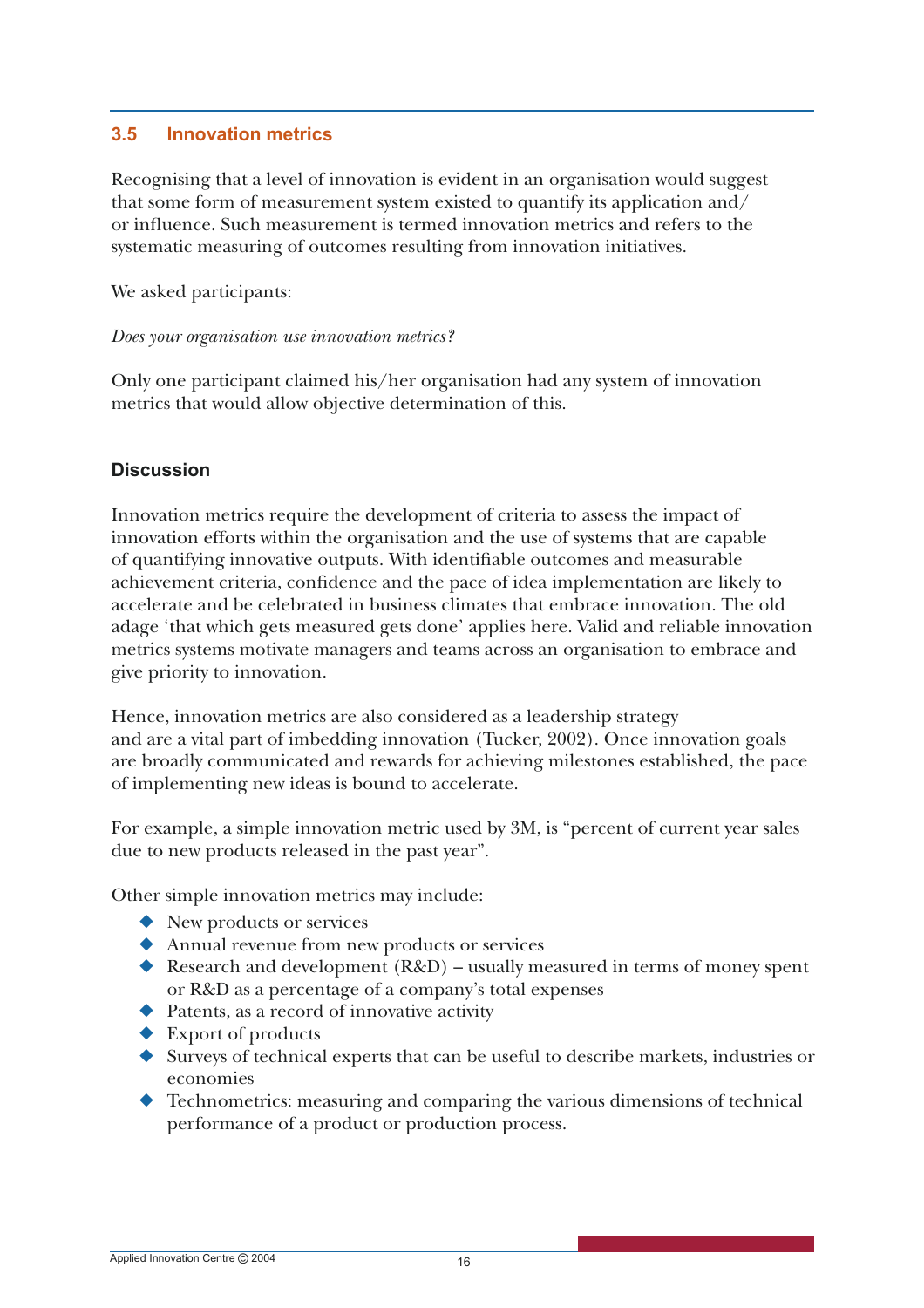## 3.5 Innovation metrics

Recognising that a level of innovation is evident in an organisation would suggest that some form of measurement system existed to quantify its application and/ or influence. Such measurement is termed innovation metrics and refers to the systematic measuring of outcomes resulting from innovation initiatives.

We asked participants:

*Does your organisation use innovation metrics?*

Only one participant claimed his/her organisation had any system of innovation metrics that would allow objective determination of this.

### Discussion

Innovation metrics require the development of criteria to assess the impact of innovation efforts within the organisation and the use of systems that are capable of quantifying innovative outputs. With identifiable outcomes and measurable achievement criteria, confidence and the pace of idea implementation are likely to accelerate and be celebrated in business climates that embrace innovation. The old adage 'that which gets measured gets done' applies here. Valid and reliable innovation metrics systems motivate managers and teams across an organisation to embrace and give priority to innovation.

Hence, innovation metrics are also considered as a leadership strategy and are a vital part of imbedding innovation (Tucker, 2002). Once innovation goals are broadly communicated and rewards for achieving milestones established, the pace of implementing new ideas is bound to accelerate.

For example, a simple innovation metric used by 3M, is "percent of current year sales due to new products released in the past year".

Other simple innovation metrics may include:

- New products or services
- Annual revenue from new products or services
- Research and development (R&D) – usually measured in terms of money spent or R&D as a percentage of a company's total expenses
- Patents, as a record of innovative activity
- Export of products
- Surveys of technical experts that can be useful to describe markets, industries or economies
- Technometrics: measuring and comparing the various dimensions of technical performance of a product or production process.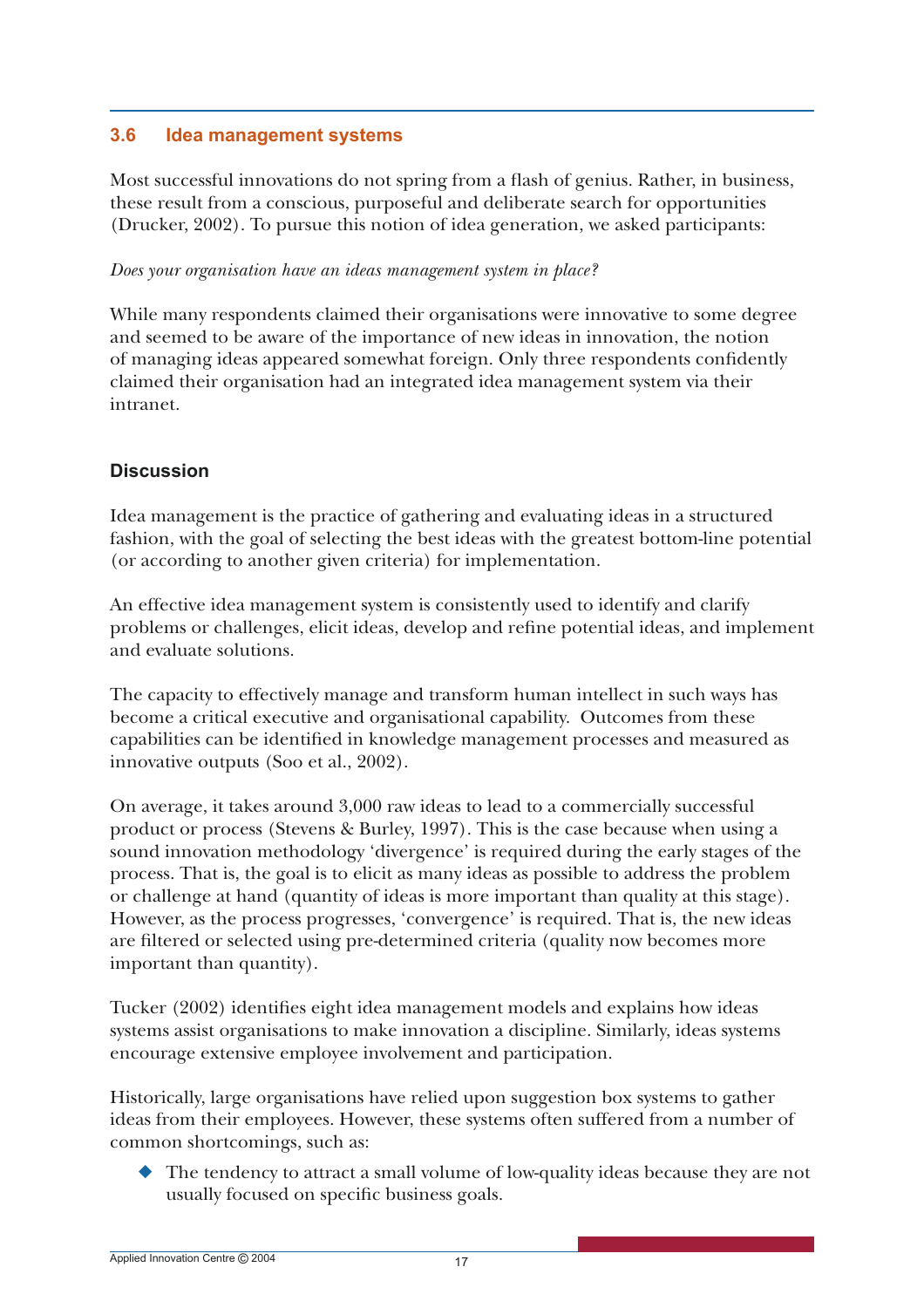## 3.6 Idea management systems

Most successful innovations do not spring from a flash of genius. Rather, in business, these result from a conscious, purposeful and deliberate search for opportunities (Drucker, 2002). To pursue this notion of idea generation, we asked participants:

*Does your organisation have an ideas management system in place?*

While many respondents claimed their organisations were innovative to some degree and seemed to be aware of the importance of new ideas in innovation, the notion of managing ideas appeared somewhat foreign. Only three respondents confidently claimed their organisation had an integrated idea management system via their intranet.

### Discussion

Idea management is the practice of gathering and evaluating ideas in a structured fashion, with the goal of selecting the best ideas with the greatest bottom-line potential (or according to another given criteria) for implementation.

An effective idea management system is consistently used to identify and clarify problems or challenges, elicit ideas, develop and refine potential ideas, and implement and evaluate solutions.

The capacity to effectively manage and transform human intellect in such ways has become a critical executive and organisational capability. Outcomes from these capabilities can be identified in knowledge management processes and measured as innovative outputs (Soo et al., 2002).

On average, it takes around 3,000 raw ideas to lead to a commercially successful product or process (Stevens & Burley, 1997). This is the case because when using a sound innovation methodology 'divergence' is required during the early stages of the process. That is, the goal is to elicit as many ideas as possible to address the problem or challenge at hand (quantity of ideas is more important than quality at this stage). However, as the process progresses, 'convergence' is required. That is, the new ideas are filtered or selected using pre-determined criteria (quality now becomes more important than quantity).

Tucker (2002) identifies eight idea management models and explains how ideas systems assist organisations to make innovation a discipline. Similarly, ideas systems encourage extensive employee involvement and participation.

Historically, large organisations have relied upon suggestion box systems to gather ideas from their employees. However, these systems often suffered from a number of common shortcomings, such as:

- The tendency to attract a small volume of low-quality ideas because they are not usually focused on specific business goals.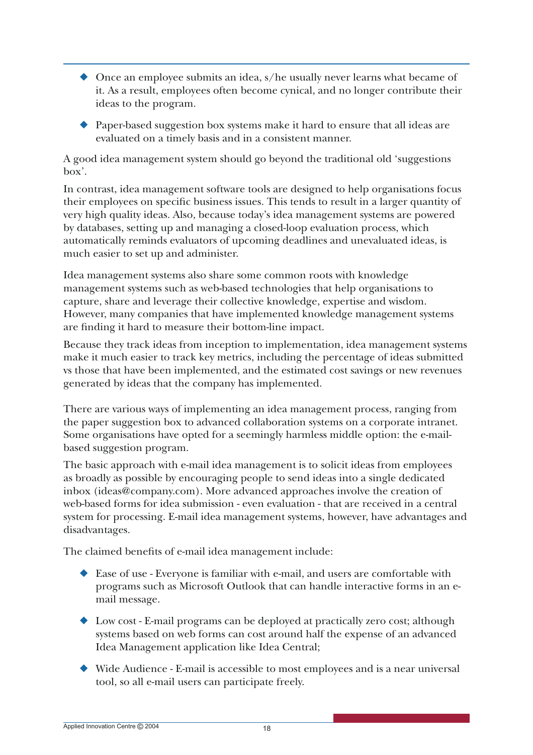- Once an employee submits an idea, s/he usually never learns what became of it. As a result, employees often become cynical, and no longer contribute their ideas to the program.
- Paper-based suggestion box systems make it hard to ensure that all ideas are evaluated on a timely basis and in a consistent manner.

A good idea management system should go beyond the traditional old 'suggestions box'.

In contrast, idea management software tools are designed to help organisations focus their employees on specific business issues. This tends to result in a larger quantity of very high quality ideas. Also, because today's idea management systems are powered by databases, setting up and managing a closed-loop evaluation process, which automatically reminds evaluators of upcoming deadlines and unevaluated ideas, is much easier to set up and administer.

Idea management systems also share some common roots with knowledge management systems such as web-based technologies that help organisations to capture, share and leverage their collective knowledge, expertise and wisdom. However, many companies that have implemented knowledge management systems are finding it hard to measure their bottom-line impact.

Because they track ideas from inception to implementation, idea management systems make it much easier to track key metrics, including the percentage of ideas submitted vs those that have been implemented, and the estimated cost savings or new revenues generated by ideas that the company has implemented.

There are various ways of implementing an idea management process, ranging from the paper suggestion box to advanced collaboration systems on a corporate intranet. Some organisations have opted for a seemingly harmless middle option: the e-mail-based suggestion program.

The basic approach with e-mail idea management is to solicit ideas from employees as broadly as possible by encouraging people to send ideas into a single dedicated inbox (ideas@company.com). More advanced approaches involve the creation of web-based forms for idea submission - even evaluation - that are received in a central system for processing. E-mail idea management systems, however, have advantages and disadvantages.

The claimed benefits of e-mail idea management include:

- Ease of use - Everyone is familiar with e-mail, and users are comfortable with programs such as Microsoft Outlook that can handle interactive forms in an e-mail message.
- Low cost - E-mail programs can be deployed at practically zero cost; although systems based on web forms can cost around half the expense of an advanced Idea Management application like Idea Central;
- Wide Audience - E-mail is accessible to most employees and is a near universal tool, so all e-mail users can participate freely.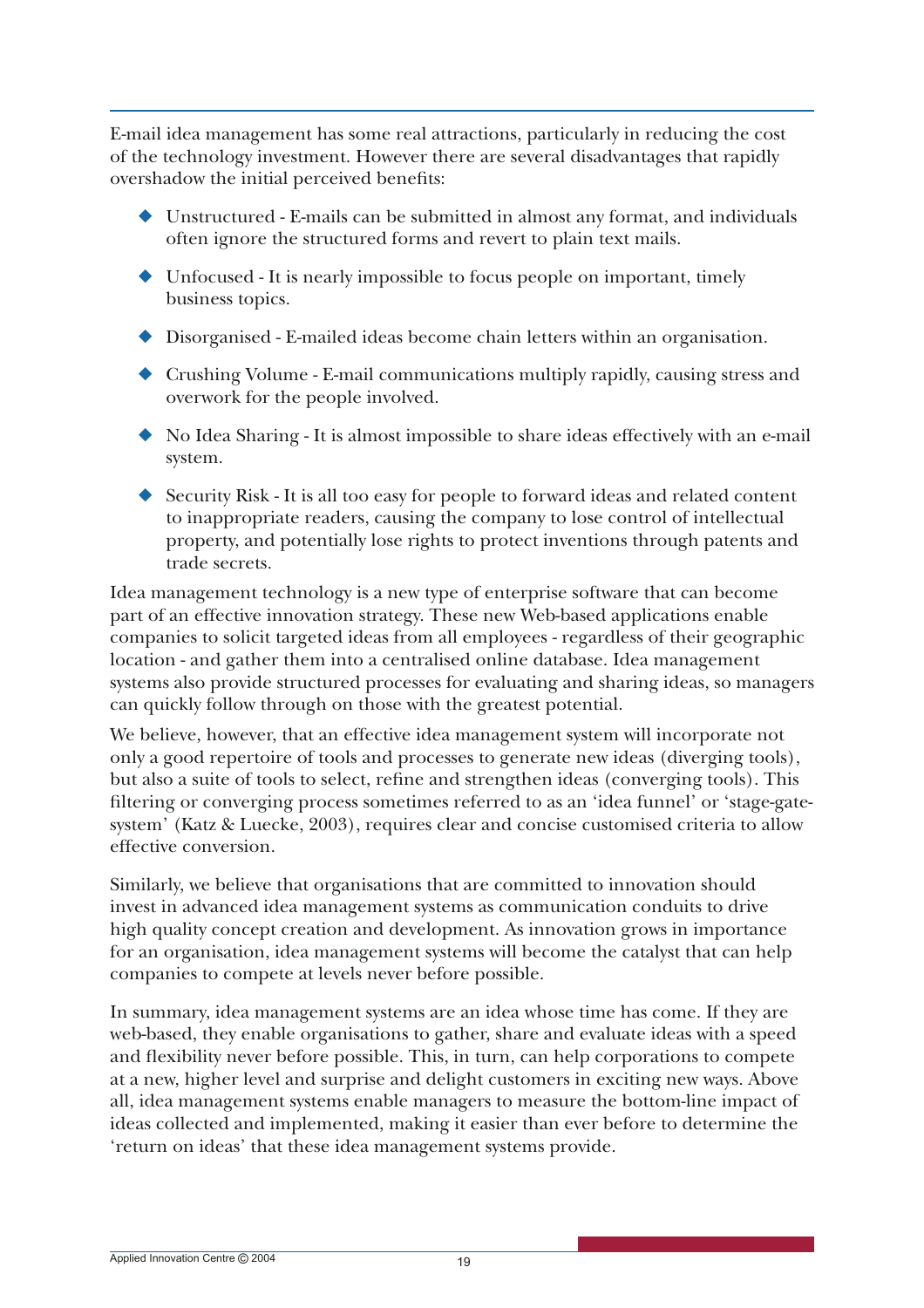E-mail idea management has some real attractions, particularly in reducing the cost of the technology investment. However there are several disadvantages that rapidly overshadow the initial perceived benefits:

- Unstructured - E-mails can be submitted in almost any format, and individuals often ignore the structured forms and revert to plain text mails.
- Unfocused - It is nearly impossible to focus people on important, timely business topics.
- Disorganised - E-mailed ideas become chain letters within an organisation.
- Crushing Volume - E-mail communications multiply rapidly, causing stress and overwork for the people involved.
- No Idea Sharing - It is almost impossible to share ideas effectively with an e-mail system.
- Security Risk - It is all too easy for people to forward ideas and related content to inappropriate readers, causing the company to lose control of intellectual property, and potentially lose rights to protect inventions through patents and trade secrets.

Idea management technology is a new type of enterprise software that can become part of an effective innovation strategy. These new Web-based applications enable companies to solicit targeted ideas from all employees - regardless of their geographic location - and gather them into a centralised online database. Idea management systems also provide structured processes for evaluating and sharing ideas, so managers can quickly follow through on those with the greatest potential.

We believe, however, that an effective idea management system will incorporate not only a good repertoire of tools and processes to generate new ideas (diverging tools), but also a suite of tools to select, refine and strengthen ideas (converging tools). This filtering or converging process sometimes referred to as an 'idea funnel' or 'stage-gate-system' (Katz & Luecke, 2003), requires clear and concise customised criteria to allow effective conversion.

Similarly, we believe that organisations that are committed to innovation should invest in advanced idea management systems as communication conduits to drive high quality concept creation and development. As innovation grows in importance for an organisation, idea management systems will become the catalyst that can help companies to compete at levels never before possible.

In summary, idea management systems are an idea whose time has come. If they are web-based, they enable organisations to gather, share and evaluate ideas with a speed and flexibility never before possible. This, in turn, can help corporations to compete at a new, higher level and surprise and delight customers in exciting new ways. Above all, idea management systems enable managers to measure the bottom-line impact of ideas collected and implemented, making it easier than ever before to determine the 'return on ideas' that these idea management systems provide.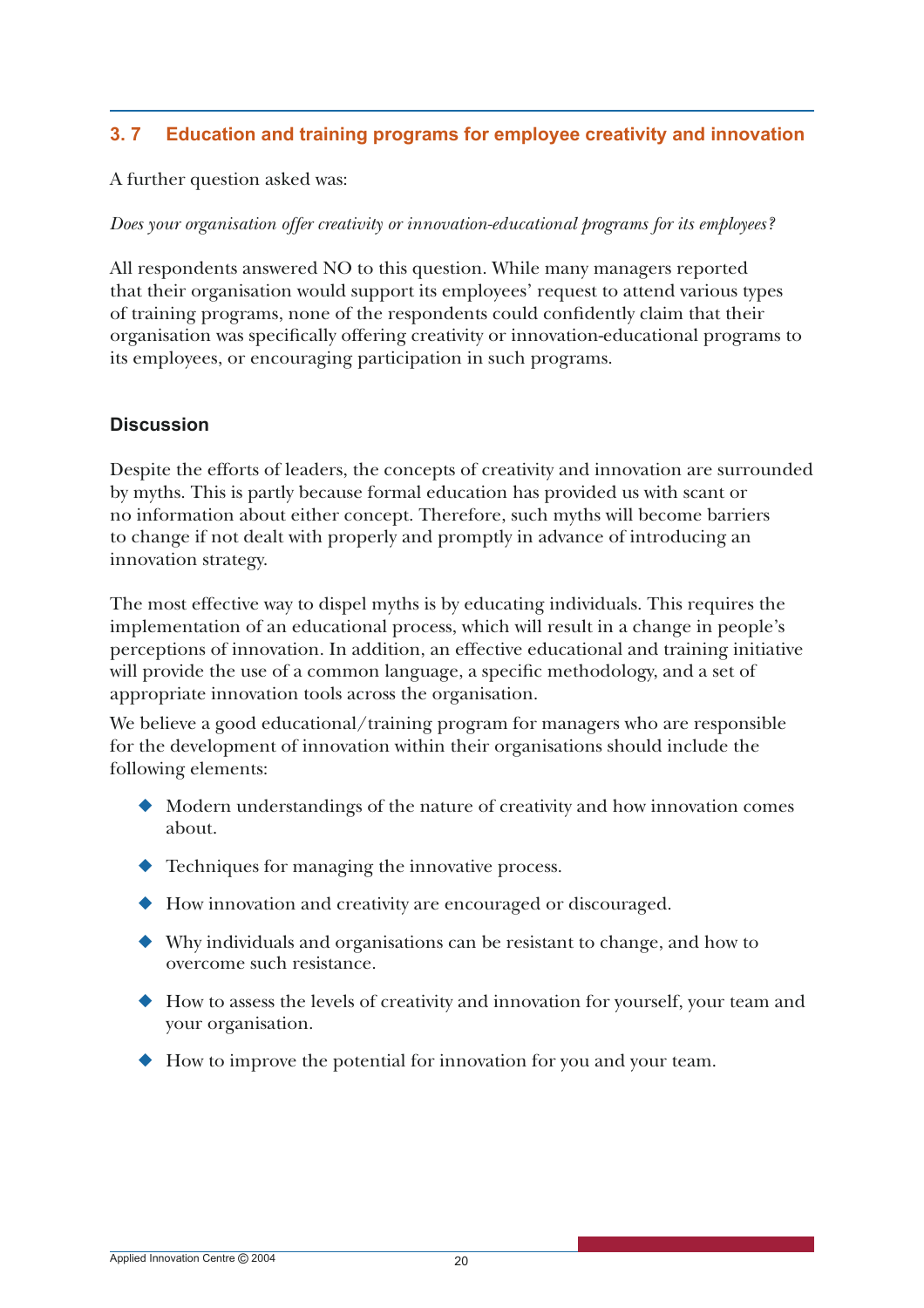## 3. 7 Education and training programs for employee creativity and innovation

A further question asked was:

*Does your organisation offer creativity or innovation-educational programs for its employees?*

All respondents answered NO to this question. While many managers reported that their organisation would support its employees' request to attend various types of training programs, none of the respondents could confidently claim that their organisation was specifically offering creativity or innovation-educational programs to its employees, or encouraging participation in such programs.

### Discussion

Despite the efforts of leaders, the concepts of creativity and innovation are surrounded by myths. This is partly because formal education has provided us with scant or no information about either concept. Therefore, such myths will become barriers to change if not dealt with properly and promptly in advance of introducing an innovation strategy.

The most effective way to dispel myths is by educating individuals. This requires the implementation of an educational process, which will result in a change in people's perceptions of innovation. In addition, an effective educational and training initiative will provide the use of a common language, a specific methodology, and a set of appropriate innovation tools across the organisation.

We believe a good educational/training program for managers who are responsible for the development of innovation within their organisations should include the following elements:

- Modern understandings of the nature of creativity and how innovation comes about.
- Techniques for managing the innovative process.
- How innovation and creativity are encouraged or discouraged.
- Why individuals and organisations can be resistant to change, and how to overcome such resistance.
- How to assess the levels of creativity and innovation for yourself, your team and your organisation.
- How to improve the potential for innovation for you and your team.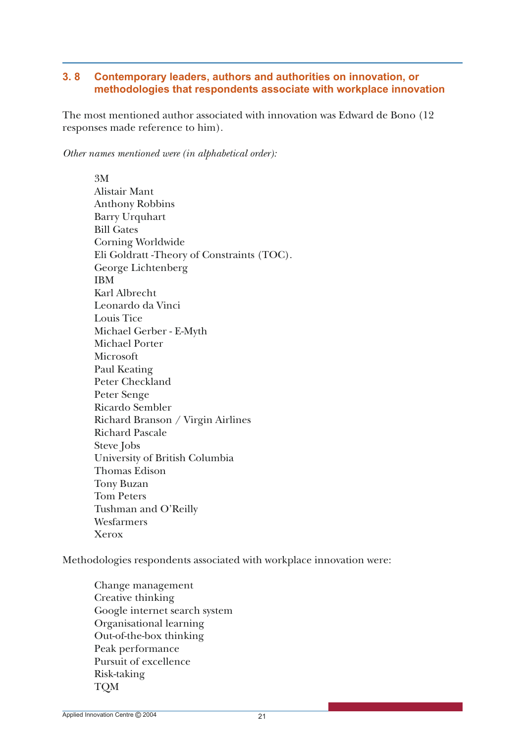## 3. 8 Contemporary leaders, authors and authorities on innovation, or methodologies that respondents associate with workplace innovation

The most mentioned author associated with innovation was Edward de Bono (12 responses made reference to him).

*Other names mentioned were (in alphabetical order):*

- 3M
- Alistair Mant
- Anthony Robbins
- Barry Urquhart
- Bill Gates
- Corning Worldwide
- Eli Goldratt -Theory of Constraints (TOC).
- George Lichtenberg
- IBM
- Karl Albrecht
- Leonardo da Vinci
- Louis Tice
- Michael Gerber - E-Myth
- Michael Porter
- Microsoft
- Paul Keating
- Peter Checkland
- Peter Senge
- Ricardo Sembler
- Richard Branson / Virgin Airlines
- Richard Pascale
- Steve Jobs
- University of British Columbia
- Thomas Edison
- Tony Buzan
- Tom Peters
- Tushman and O'Reilly
- Wesfarmers
- Xerox

Methodologies respondents associated with workplace innovation were:

- Change management
- Creative thinking
- Google internet search system
- Organisational learning
- Out-of-the-box thinking
- Peak performance
- Pursuit of excellence
- Risk-taking
- TQM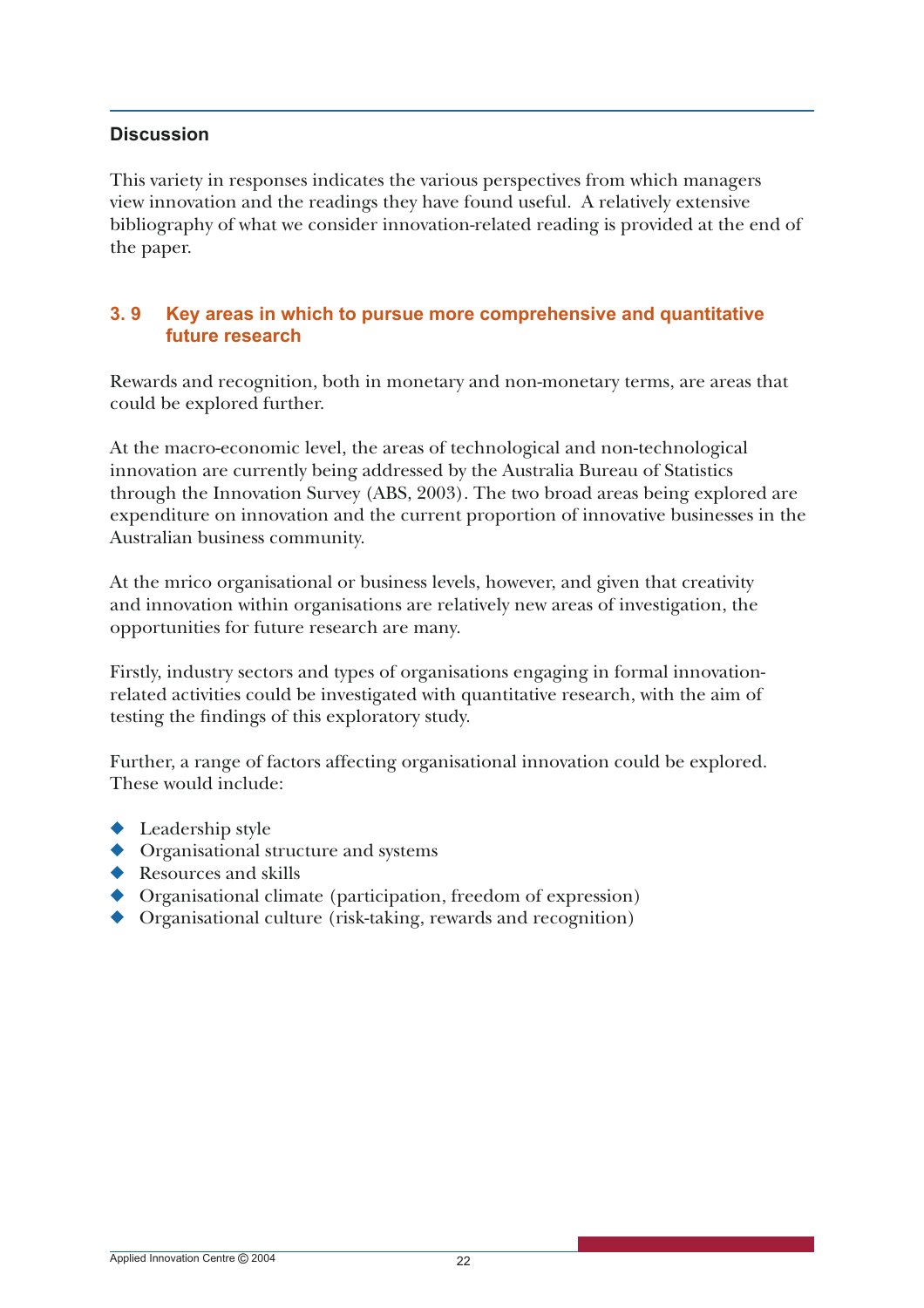### Discussion

This variety in responses indicates the various perspectives from which managers view innovation and the readings they have found useful. A relatively extensive bibliography of what we consider innovation-related reading is provided at the end of the paper.

## 3. 9 Key areas in which to pursue more comprehensive and quantitative future research

Rewards and recognition, both in monetary and non-monetary terms, are areas that could be explored further.

At the macro-economic level, the areas of technological and non-technological innovation are currently being addressed by the Australia Bureau of Statistics through the Innovation Survey (ABS, 2003). The two broad areas being explored are expenditure on innovation and the current proportion of innovative businesses in the Australian business community.

At the mrico organisational or business levels, however, and given that creativity and innovation within organisations are relatively new areas of investigation, the opportunities for future research are many.

Firstly, industry sectors and types of organisations engaging in formal innovation-related activities could be investigated with quantitative research, with the aim of testing the findings of this exploratory study.

Further, a range of factors affecting organisational innovation could be explored. These would include:

- Leadership style
- Organisational structure and systems
- Resources and skills
- Organisational climate (participation, freedom of expression)
- Organisational culture (risk-taking, rewards and recognition)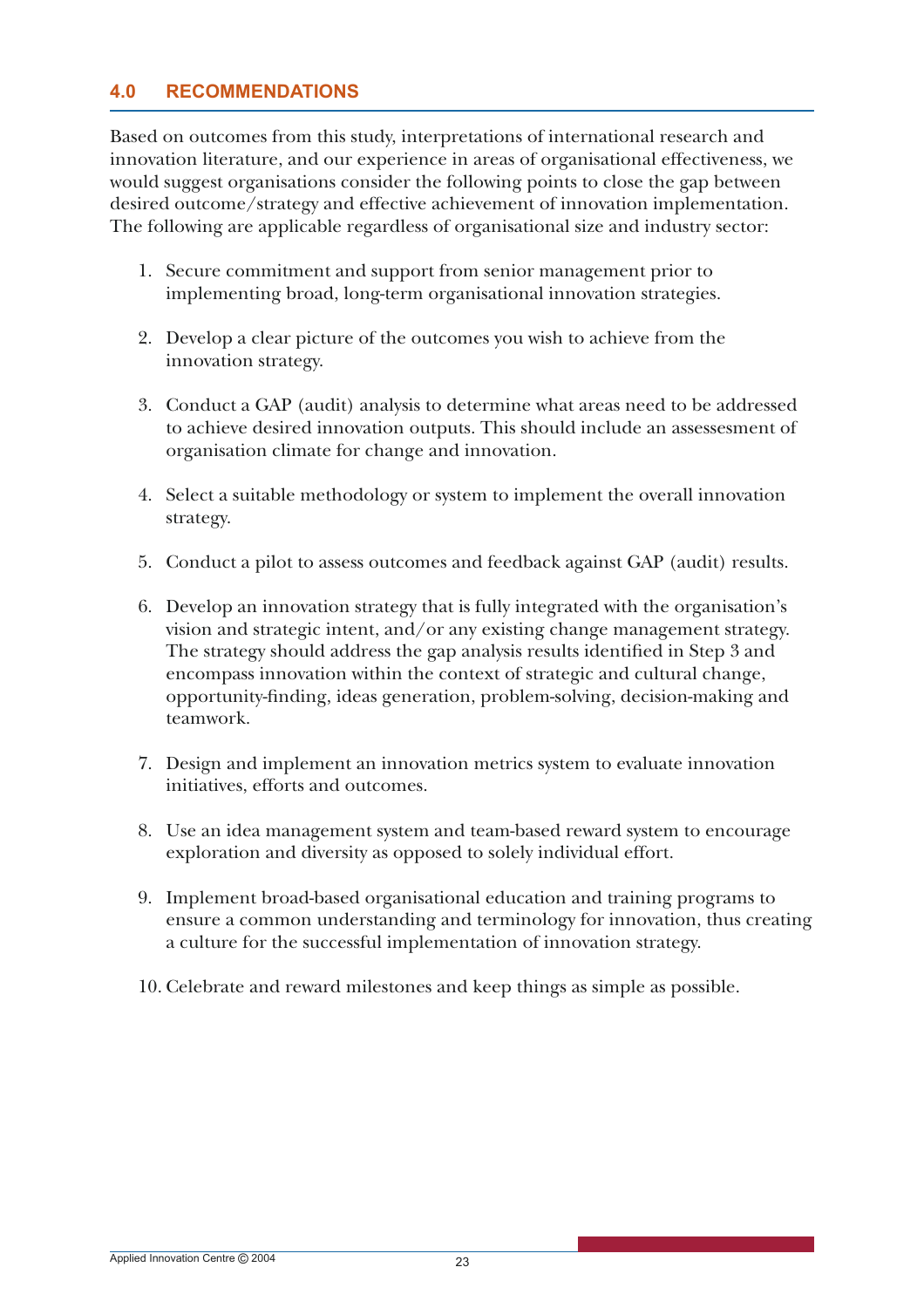## 4.0 RECOMMENDATIONS

Based on outcomes from this study, interpretations of international research and innovation literature, and our experience in areas of organisational effectiveness, we would suggest organisations consider the following points to close the gap between desired outcome/strategy and effective achievement of innovation implementation. The following are applicable regardless of organisational size and industry sector:

1. Secure commitment and support from senior management prior to implementing broad, long-term organisational innovation strategies.
2. Develop a clear picture of the outcomes you wish to achieve from the innovation strategy.
3. Conduct a GAP (audit) analysis to determine what areas need to be addressed to achieve desired innovation outputs. This should include an assessesment of organisation climate for change and innovation.
4. Select a suitable methodology or system to implement the overall innovation strategy.
5. Conduct a pilot to assess outcomes and feedback against GAP (audit) results.
6. Develop an innovation strategy that is fully integrated with the organisation's vision and strategic intent, and/or any existing change management strategy. The strategy should address the gap analysis results identified in Step 3 and encompass innovation within the context of strategic and cultural change, opportunity-finding, ideas generation, problem-solving, decision-making and teamwork.
7. Design and implement an innovation metrics system to evaluate innovation initiatives, efforts and outcomes.
8. Use an idea management system and team-based reward system to encourage exploration and diversity as opposed to solely individual effort.
9. Implement broad-based organisational education and training programs to ensure a common understanding and terminology for innovation, thus creating a culture for the successful implementation of innovation strategy.
10. Celebrate and reward milestones and keep things as simple as possible.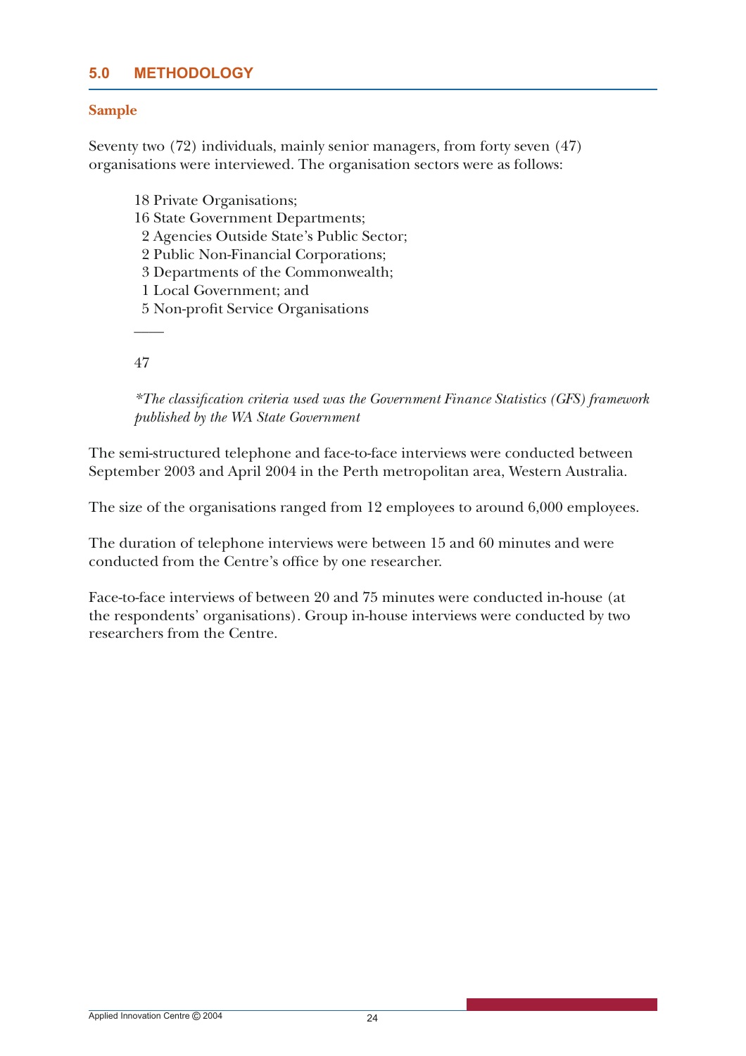## 5.0 METHODOLOGY

### Sample

Seventy two (72) individuals, mainly senior managers, from forty seven (47) organisations were interviewed. The organisation sectors were as follows:

18 Private Organisations;
16 State Government Departments;
2 Agencies Outside State's Public Sector;
2 Public Non-Financial Corporations;
3 Departments of the Commonwealth;
1 Local Government; and
5 Non-profit Service Organisations

\_\_\_\_

47

*\*The classification criteria used was the Government Finance Statistics (GFS) framework published by the WA State Government*

The semi-structured telephone and face-to-face interviews were conducted between September 2003 and April 2004 in the Perth metropolitan area, Western Australia.

The size of the organisations ranged from 12 employees to around 6,000 employees.

The duration of telephone interviews were between 15 and 60 minutes and were conducted from the Centre's office by one researcher.

Face-to-face interviews of between 20 and 75 minutes were conducted in-house (at the respondents' organisations). Group in-house interviews were conducted by two researchers from the Centre.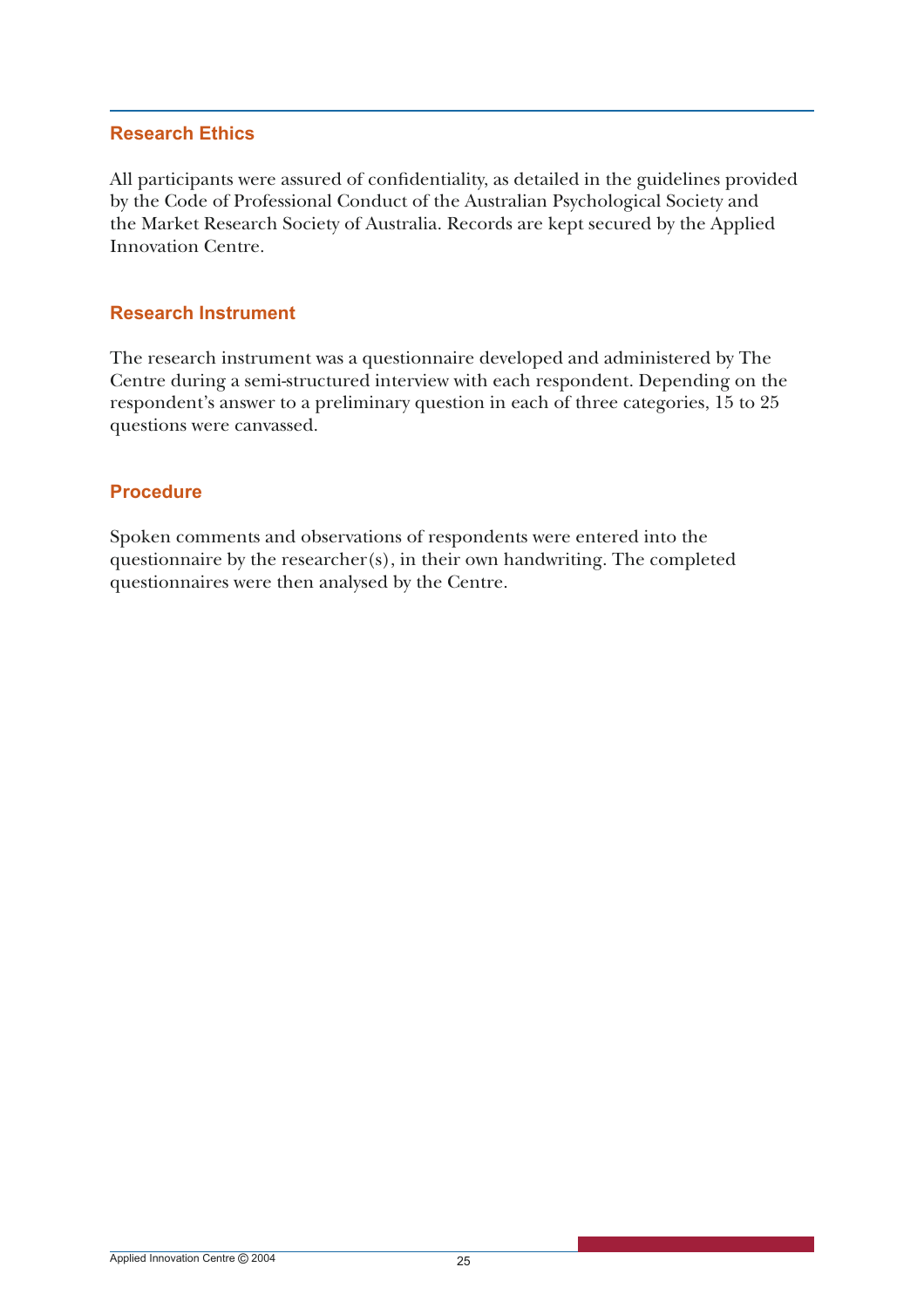## Research Ethics

All participants were assured of confidentiality, as detailed in the guidelines provided by the Code of Professional Conduct of the Australian Psychological Society and the Market Research Society of Australia. Records are kept secured by the Applied Innovation Centre.

## Research Instrument

The research instrument was a questionnaire developed and administered by The Centre during a semi-structured interview with each respondent. Depending on the respondent's answer to a preliminary question in each of three categories, 15 to 25 questions were canvassed.

## Procedure

Spoken comments and observations of respondents were entered into the questionnaire by the researcher(s), in their own handwriting. The completed questionnaires were then analysed by the Centre.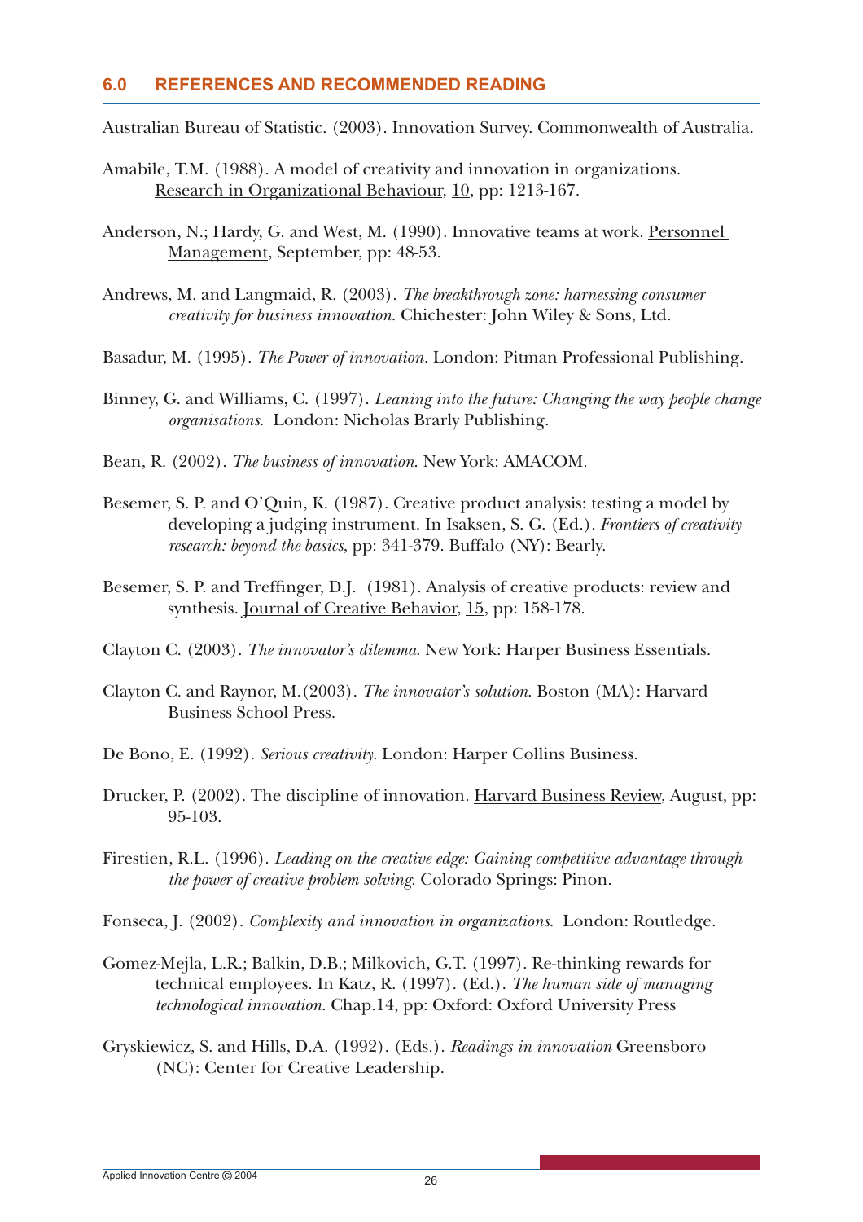## 6.0 REFERENCES AND RECOMMENDED READING

Australian Bureau of Statistic. (2003). Innovation Survey. Commonwealth of Australia.

Amabile, T.M. (1988). A model of creativity and innovation in organizations. Research in Organizational Behaviour, 10, pp: 1213-167.

Anderson, N.; Hardy, G. and West, M. (1990). Innovative teams at work. Personnel Management, September, pp: 48-53.

Andrews, M. and Langmaid, R. (2003). *The breakthrough zone: harnessing consumer creativity for business innovation*. Chichester: John Wiley & Sons, Ltd.

Basadur, M. (1995). *The Power of innovation*. London: Pitman Professional Publishing.

Binney, G. and Williams, C. (1997). *Leaning into the future: Changing the way people change organisations*. London: Nicholas Brarly Publishing.

Bean, R. (2002). *The business of innovation*. New York: AMACOM.

Besemer, S. P. and O'Quin, K. (1987). Creative product analysis: testing a model by developing a judging instrument. In Isaksen, S. G. (Ed.). *Frontiers of creativity research: beyond the basics*, pp: 341-379. Buffalo (NY): Bearly.

Besemer, S. P. and Treffinger, D.J. (1981). Analysis of creative products: review and synthesis. Journal of Creative Behavior, 15, pp: 158-178.

Clayton C. (2003). *The innovator's dilemma*. New York: Harper Business Essentials.

Clayton C. and Raynor, M.(2003). *The innovator's solution*. Boston (MA): Harvard Business School Press.

De Bono, E. (1992). *Serious creativity*. London: Harper Collins Business.

Drucker, P. (2002). The discipline of innovation. Harvard Business Review, August, pp: 95-103.

Firestien, R.L. (1996). *Leading on the creative edge: Gaining competitive advantage through the power of creative problem solving*. Colorado Springs: Pinon.

Fonseca, J. (2002). *Complexity and innovation in organizations*. London: Routledge.

Gomez-Mejla, L.R.; Balkin, D.B.; Milkovich, G.T. (1997). Re-thinking rewards for technical employees. In Katz, R. (1997). (Ed.). *The human side of managing technological innovation*. Chap.14, pp: Oxford: Oxford University Press

Gryskiewicz, S. and Hills, D.A. (1992). (Eds.). *Readings in innovation* Greensboro (NC): Center for Creative Leadership.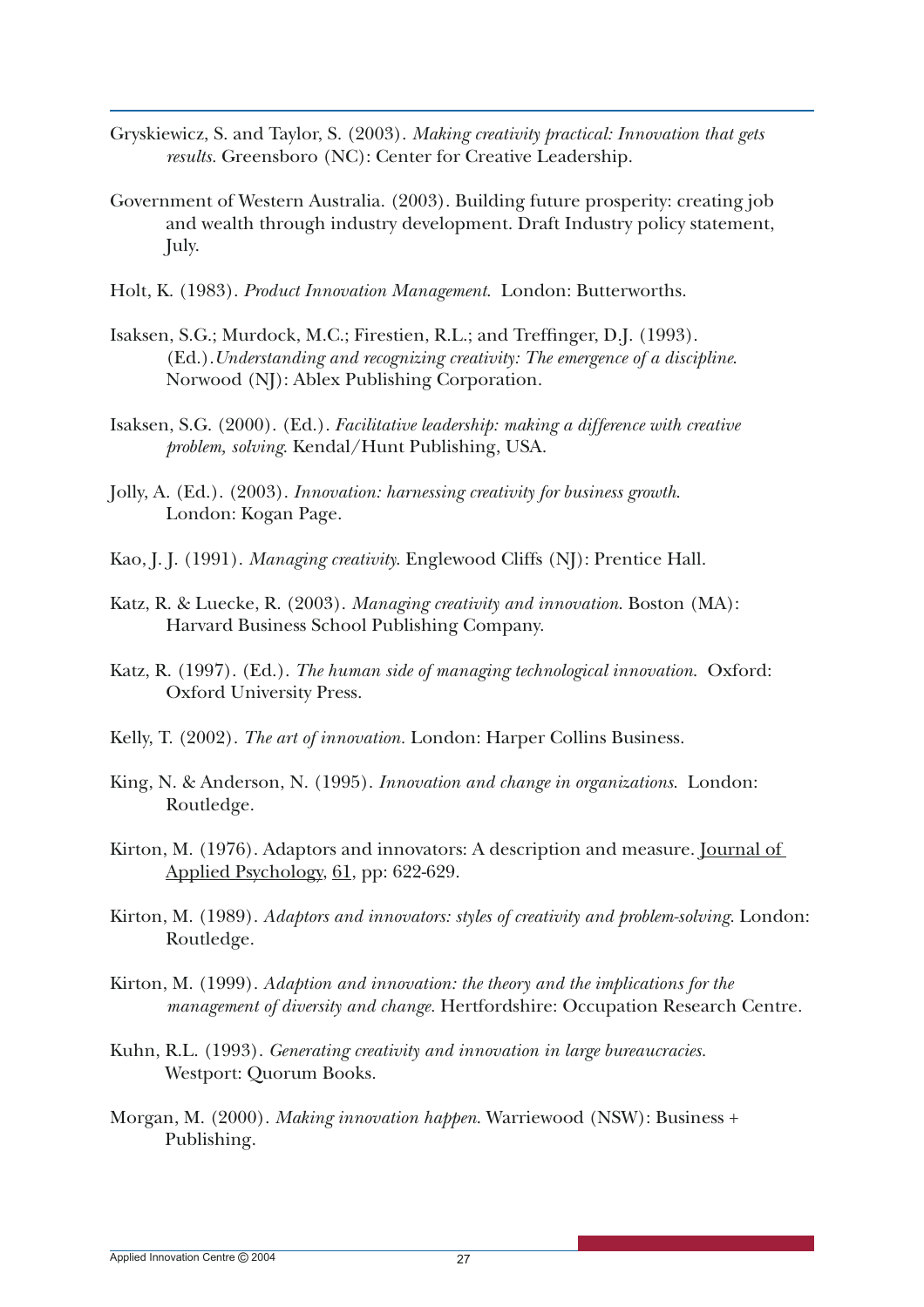Gryskiewicz, S. and Taylor, S. (2003). *Making creativity practical: Innovation that gets results*. Greensboro (NC): Center for Creative Leadership.

Government of Western Australia. (2003). Building future prosperity: creating job and wealth through industry development. Draft Industry policy statement, July.

Holt, K. (1983). *Product Innovation Management*. London: Butterworths.

Isaksen, S.G.; Murdock, M.C.; Firestien, R.L.; and Treffinger, D.J. (1993). (Ed.).*Understanding and recognizing creativity: The emergence of a discipline*. Norwood (NJ): Ablex Publishing Corporation.

Isaksen, S.G. (2000). (Ed.). *Facilitative leadership: making a difference with creative problem, solving*. Kendal/Hunt Publishing, USA.

Jolly, A. (Ed.). (2003). *Innovation: harnessing creativity for business growth*. London: Kogan Page.

Kao, J. J. (1991). *Managing creativity*. Englewood Cliffs (NJ): Prentice Hall.

Katz, R. & Luecke, R. (2003). *Managing creativity and innovation*. Boston (MA): Harvard Business School Publishing Company.

Katz, R. (1997). (Ed.). *The human side of managing technological innovation*. Oxford: Oxford University Press.

Kelly, T. (2002). *The art of innovation*. London: Harper Collins Business.

King, N. & Anderson, N. (1995). *Innovation and change in organizations*. London: Routledge.

Kirton, M. (1976). Adaptors and innovators: A description and measure. Journal of Applied Psychology, 61, pp: 622-629.

Kirton, M. (1989). *Adaptors and innovators: styles of creativity and problem-solving*. London: Routledge.

Kirton, M. (1999). *Adaption and innovation: the theory and the implications for the management of diversity and change*. Hertfordshire: Occupation Research Centre.

Kuhn, R.L. (1993). *Generating creativity and innovation in large bureaucracies*. Westport: Quorum Books.

Morgan, M. (2000). *Making innovation happen*. Warriewood (NSW): Business + Publishing.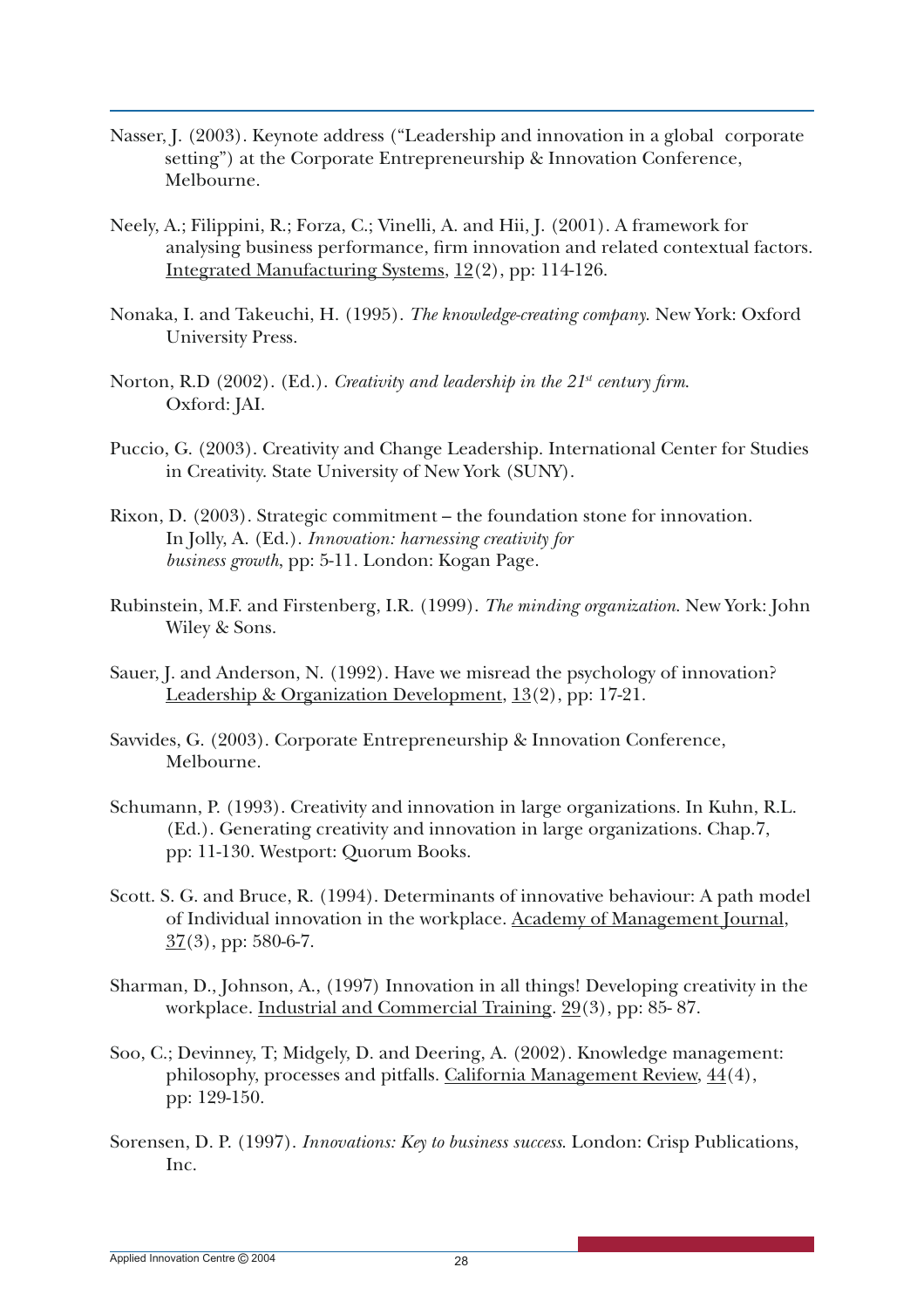Nasser, J. (2003). Keynote address ("Leadership and innovation in a global corporate setting") at the Corporate Entrepreneurship & Innovation Conference, Melbourne.

Neely, A.; Filippini, R.; Forza, C.; Vinelli, A. and Hii, J. (2001). A framework for analysing business performance, firm innovation and related contextual factors. Integrated Manufacturing Systems, 12(2), pp: 114-126.

Nonaka, I. and Takeuchi, H. (1995). *The knowledge-creating company.* New York: Oxford University Press.

Norton, R.D (2002). (Ed.). *Creativity and leadership in the 21st century firm.* Oxford: JAI.

Puccio, G. (2003). Creativity and Change Leadership. International Center for Studies in Creativity. State University of New York (SUNY).

Rixon, D. (2003). Strategic commitment – the foundation stone for innovation. In Jolly, A. (Ed.). *Innovation: harnessing creativity for business growth*, pp: 5-11. London: Kogan Page.

Rubinstein, M.F. and Firstenberg, I.R. (1999). *The minding organization.* New York: John Wiley & Sons.

Sauer, J. and Anderson, N. (1992). Have we misread the psychology of innovation? Leadership & Organization Development, 13(2), pp: 17-21.

Savvides, G. (2003). Corporate Entrepreneurship & Innovation Conference, Melbourne.

Schumann, P. (1993). Creativity and innovation in large organizations. In Kuhn, R.L. (Ed.). Generating creativity and innovation in large organizations. Chap.7, pp: 11-130. Westport: Quorum Books.

Scott. S. G. and Bruce, R. (1994). Determinants of innovative behaviour: A path model of Individual innovation in the workplace. Academy of Management Journal, 37(3), pp: 580-6-7.

Sharman, D., Johnson, A., (1997) Innovation in all things! Developing creativity in the workplace. Industrial and Commercial Training. 29(3), pp: 85- 87.

Soo, C.; Devinney, T; Midgely, D. and Deering, A. (2002). Knowledge management: philosophy, processes and pitfalls. California Management Review, 44(4), pp: 129-150.

Sorensen, D. P. (1997). *Innovations: Key to business success.* London: Crisp Publications, Inc.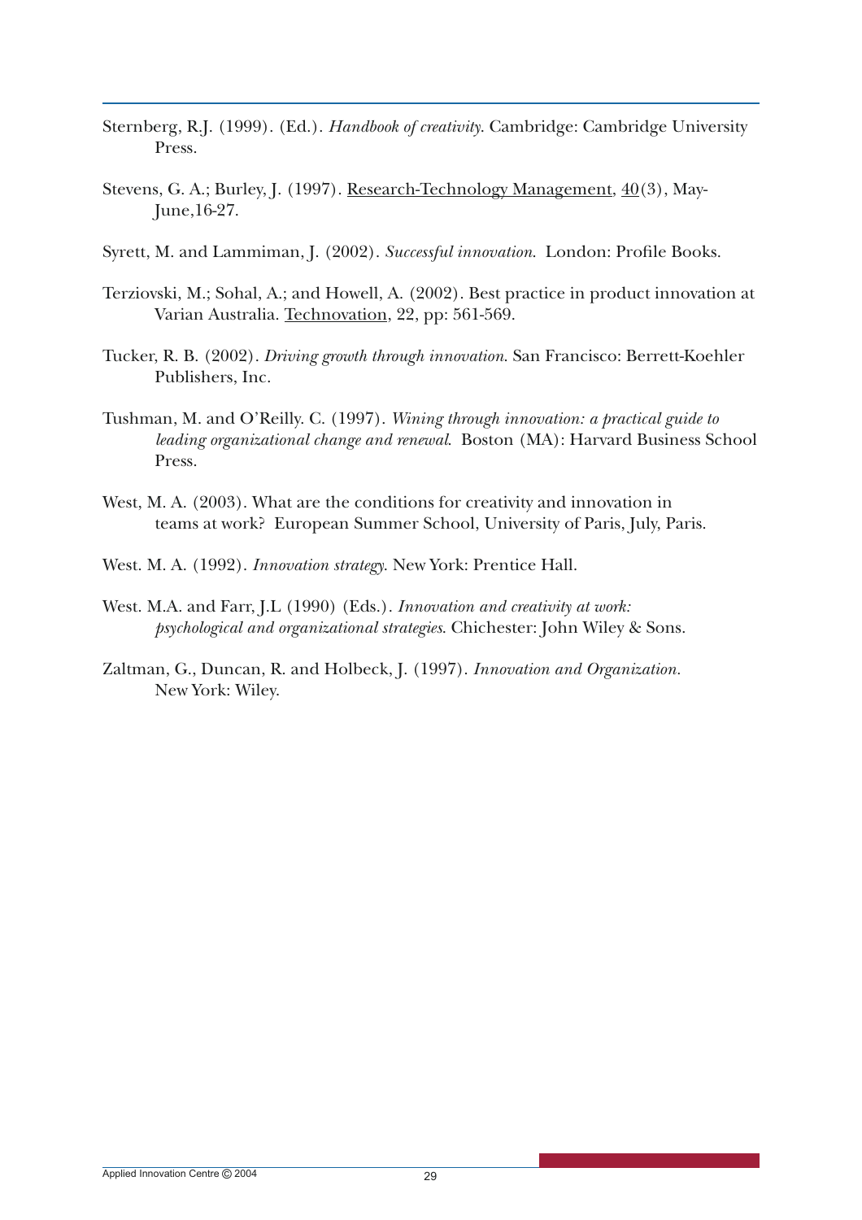Sternberg, R.J. (1999). (Ed.). *Handbook of creativity*. Cambridge: Cambridge University Press.

Stevens, G. A.; Burley, J. (1997). Research-Technology Management, 40(3), May-June,16-27.

Syrett, M. and Lammiman, J. (2002). *Successful innovation*. London: Profile Books.

Terziovski, M.; Sohal, A.; and Howell, A. (2002). Best practice in product innovation at Varian Australia. Technovation, 22, pp: 561-569.

Tucker, R. B. (2002). *Driving growth through innovation*. San Francisco: Berrett-Koehler Publishers, Inc.

Tushman, M. and O'Reilly. C. (1997). *Wining through innovation: a practical guide to leading organizational change and renewal*. Boston (MA): Harvard Business School Press.

West, M. A. (2003). What are the conditions for creativity and innovation in teams at work? European Summer School, University of Paris, July, Paris.

West. M. A. (1992). *Innovation strategy*. New York: Prentice Hall.

West. M.A. and Farr, J.L (1990) (Eds.). *Innovation and creativity at work: psychological and organizational strategies*. Chichester: John Wiley & Sons.

Zaltman, G., Duncan, R. and Holbeck, J. (1997). *Innovation and Organization.* New York: Wiley.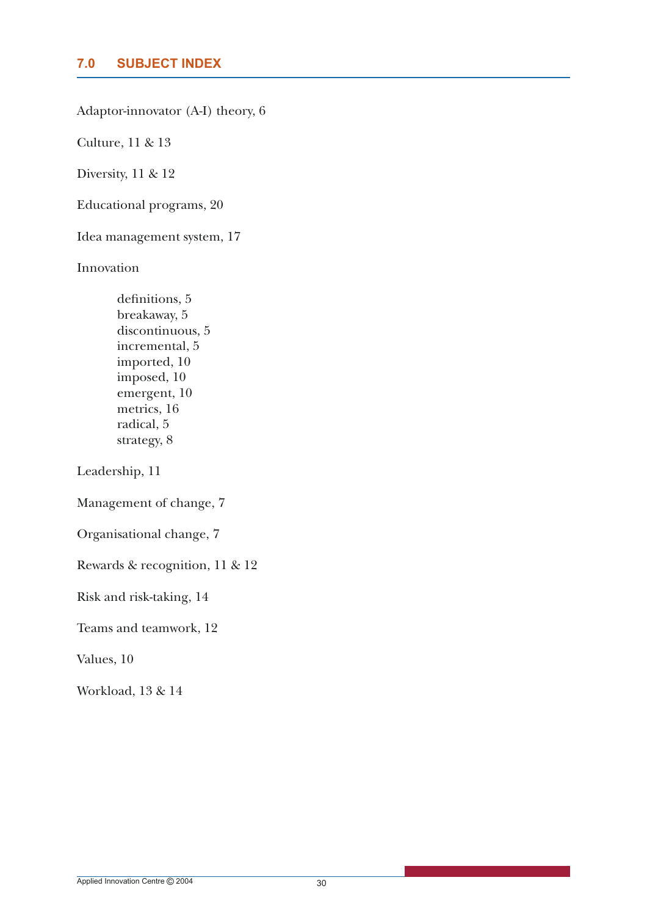## 7.0 SUBJECT INDEX

Adaptor-innovator (A-I) theory, 6

Culture, 11 & 13

Diversity, 11 & 12

Educational programs, 20

Idea management system, 17

Innovation

- definitions, 5
- breakaway, 5
- discontinuous, 5
- incremental, 5
- imported, 10
- imposed, 10
- emergent, 10
- metrics, 16
- radical, 5
- strategy, 8

Leadership, 11

Management of change, 7

Organisational change, 7

Rewards & recognition, 11 & 12

Risk and risk-taking, 14

Teams and teamwork, 12

Values, 10

Workload, 13 & 14